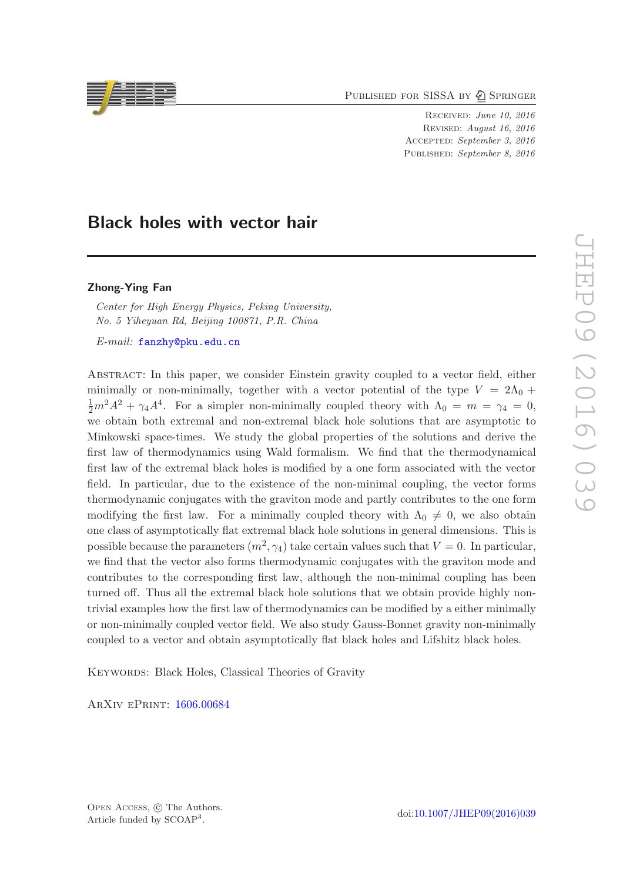Published for SISSA by Springer

Received: *June 10, 2016*
Revised: *August 16, 2016*
Accepted: *September 3, 2016*
Published: *September 8, 2016*

# Black holes with vector hair

**Zhong-Ying Fan**

*Center for High Energy Physics, Peking University,*
*No. 5 Yiheyuan Rd, Beijing 100871, P.R. China*

*E-mail:* fanzhy@pku.edu.cn

Abstract: In this paper, we consider Einstein gravity coupled to a vector field, either minimally or non-minimally, together with a vector potential of the type $V = 2\Lambda_0 + \frac{1}{2}m^2A^2 + \gamma_4 A^4$. For a simpler non-minimally coupled theory with $\Lambda_0 = m = \gamma_4 = 0$, we obtain both extremal and non-extremal black hole solutions that are asymptotic to Minkowski space-times. We study the global properties of the solutions and derive the first law of thermodynamics using Wald formalism. We find that the thermodynamical first law of the extremal black holes is modified by a one form associated with the vector field. In particular, due to the existence of the non-minimal coupling, the vector forms thermodynamic conjugates with the graviton mode and partly contributes to the one form modifying the first law. For a minimally coupled theory with $\Lambda_0 \neq 0$, we also obtain one class of asymptotically flat extremal black hole solutions in general dimensions. This is possible because the parameters $(m^2, \gamma_4)$ take certain values such that $V = 0$. In particular, we find that the vector also forms thermodynamic conjugates with the graviton mode and contributes to the corresponding first law, although the non-minimal coupling has been turned off. Thus all the extremal black hole solutions that we obtain provide highly non-trivial examples how the first law of thermodynamics can be modified by a either minimally or non-minimally coupled vector field. We also study Gauss-Bonnet gravity non-minimally coupled to a vector and obtain asymptotically flat black holes and Lifshitz black holes.

Keywords: Black Holes, Classical Theories of Gravity

ArXiv ePrint: 1606.00684

Open Access, © The Authors.
Article funded by SCOAP[3].

doi:10.1007/JHEP09(2016)039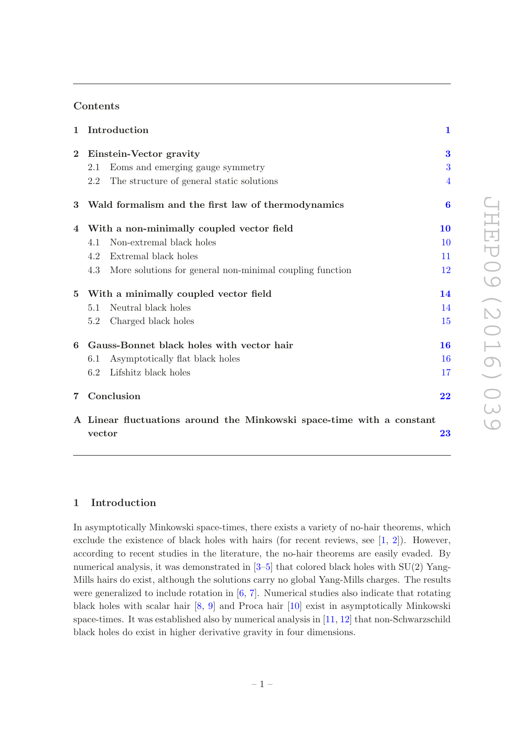## Contents

| | | |
|---|---|---|
| **1** | **Introduction** | **1** |
| **2** | **Einstein-Vector gravity** | **3** |
| | 2.1 Eoms and emerging gauge symmetry | 3 |
| | 2.2 The structure of general static solutions | 4 |
| **3** | **Wald formalism and the first law of thermodynamics** | **6** |
| **4** | **With a non-minimally coupled vector field** | **10** |
| | 4.1 Non-extremal black holes | 10 |
| | 4.2 Extremal black holes | 11 |
| | 4.3 More solutions for general non-minimal coupling function | 12 |
| **5** | **With a minimally coupled vector field** | **14** |
| | 5.1 Neutral black holes | 14 |
| | 5.2 Charged black holes | 15 |
| **6** | **Gauss-Bonnet black holes with vector hair** | **16** |
| | 6.1 Asymptotically flat black holes | 16 |
| | 6.2 Lifshitz black holes | 17 |
| **7** | **Conclusion** | **22** |
| **A** | **Linear fluctuations around the Minkowski space-time with a constant vector** | **23** |

## 1 Introduction

In asymptotically Minkowski space-times, there exists a variety of no-hair theorems, which exclude the existence of black holes with hairs (for recent reviews, see [1, 2]). However, according to recent studies in the literature, the no-hair theorems are easily evaded. By numerical analysis, it was demonstrated in [3–5] that colored black holes with SU(2) Yang-Mills hairs do exist, although the solutions carry no global Yang-Mills charges. The results were generalized to include rotation in [6, 7]. Numerical studies also indicate that rotating black holes with scalar hair [8, 9] and Proca hair [10] exist in asymptotically Minkowski space-times. It was established also by numerical analysis in [11, 12] that non-Schwarzschild black holes do exist in higher derivative gravity in four dimensions.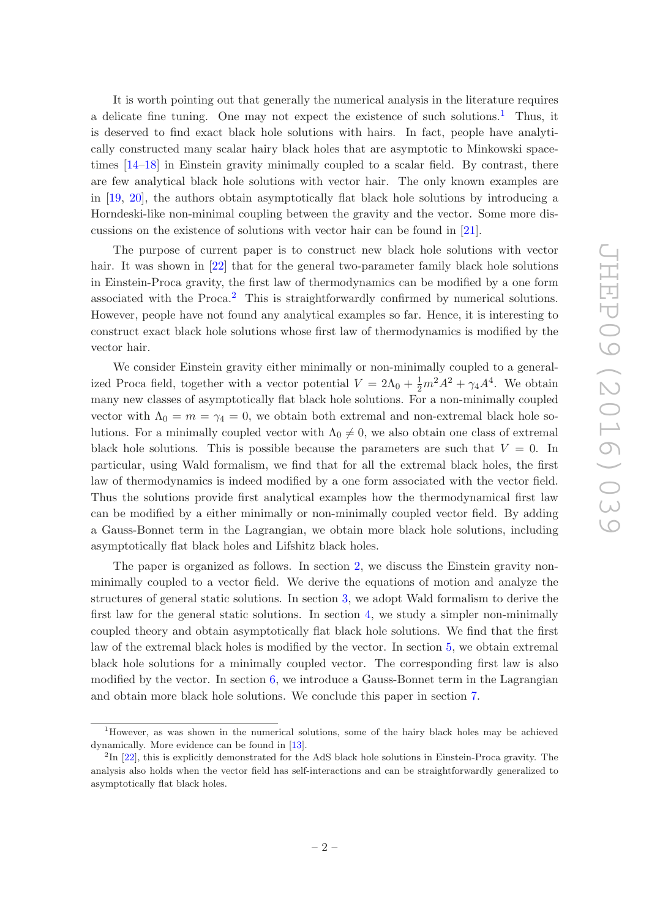It is worth pointing out that generally the numerical analysis in the literature requires a delicate fine tuning. One may not expect the existence of such solutions.[1] Thus, it is deserved to find exact black hole solutions with hairs. In fact, people have analytically constructed many scalar hairy black holes that are asymptotic to Minkowski spacetimes [14–18] in Einstein gravity minimally coupled to a scalar field. By contrast, there are few analytical black hole solutions with vector hair. The only known examples are in [19, 20], the authors obtain asymptotically flat black hole solutions by introducing a Horndeski-like non-minimal coupling between the gravity and the vector. Some more discussions on the existence of solutions with vector hair can be found in [21].

The purpose of current paper is to construct new black hole solutions with vector hair. It was shown in [22] that for the general two-parameter family black hole solutions in Einstein-Proca gravity, the first law of thermodynamics can be modified by a one form associated with the Proca.[2] This is straightforwardly confirmed by numerical solutions. However, people have not found any analytical examples so far. Hence, it is interesting to construct exact black hole solutions whose first law of thermodynamics is modified by the vector hair.

We consider Einstein gravity either minimally or non-minimally coupled to a generalized Proca field, together with a vector potential $V = 2\Lambda_0 + \frac{1}{2}m^2A^2 + \gamma_4 A^4$. We obtain many new classes of asymptotically flat black hole solutions. For a non-minimally coupled vector with $\Lambda_0 = m = \gamma_4 = 0$, we obtain both extremal and non-extremal black hole solutions. For a minimally coupled vector with $\Lambda_0 \neq 0$, we also obtain one class of extremal black hole solutions. This is possible because the parameters are such that $V = 0$. In particular, using Wald formalism, we find that for all the extremal black holes, the first law of thermodynamics is indeed modified by a one form associated with the vector field. Thus the solutions provide first analytical examples how the thermodynamical first law can be modified by a either minimally or non-minimally coupled vector field. By adding a Gauss-Bonnet term in the Lagrangian, we obtain more black hole solutions, including asymptotically flat black holes and Lifshitz black holes.

The paper is organized as follows. In section 2, we discuss the Einstein gravity non-minimally coupled to a vector field. We derive the equations of motion and analyze the structures of general static solutions. In section 3, we adopt Wald formalism to derive the first law for the general static solutions. In section 4, we study a simpler non-minimally coupled theory and obtain asymptotically flat black hole solutions. We find that the first law of the extremal black holes is modified by the vector. In section 5, we obtain extremal black hole solutions for a minimally coupled vector. The corresponding first law is also modified by the vector. In section 6, we introduce a Gauss-Bonnet term in the Lagrangian and obtain more black hole solutions. We conclude this paper in section 7.

---

[1] However, as was shown in the numerical solutions, some of the hairy black holes may be achieved dynamically. More evidence can be found in [13].

[2] In [22], this is explicitly demonstrated for the AdS black hole solutions in Einstein-Proca gravity. The analysis also holds when the vector field has self-interactions and can be straightforwardly generalized to asymptotically flat black holes.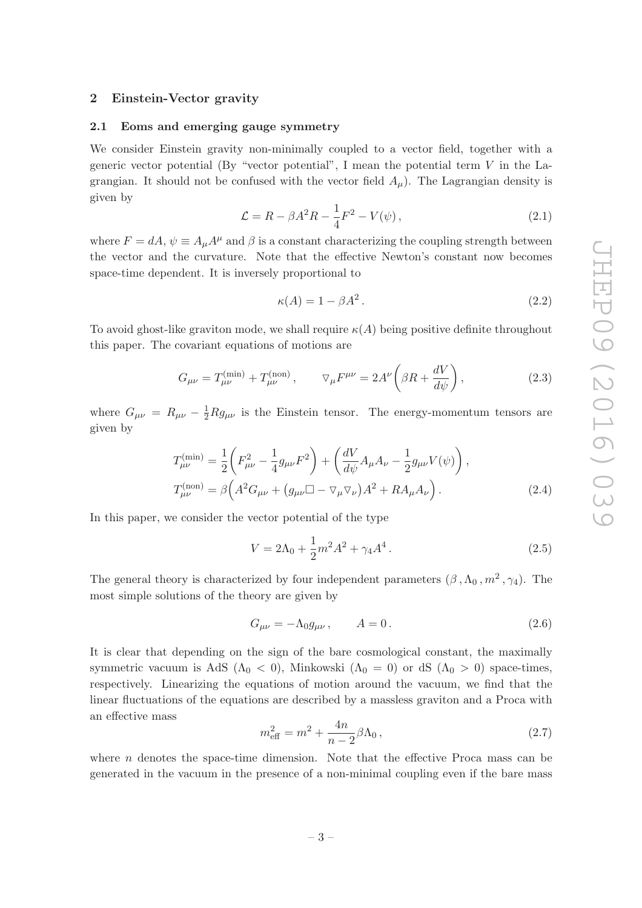## 2 Einstein-Vector gravity

### 2.1 Eoms and emerging gauge symmetry

We consider Einstein gravity non-minimally coupled to a vector field, together with a generic vector potential (By "vector potential", I mean the potential term $V$ in the Lagrangian. It should not be confused with the vector field $A_\mu$). The Lagrangian density is given by

$$\mathcal{L} = R - \beta A^2 R - \frac{1}{4}F^2 - V(\psi)\,, \tag{2.1}$$

where $F = dA$, $\psi \equiv A_\mu A^\mu$ and $\beta$ is a constant characterizing the coupling strength between the vector and the curvature. Note that the effective Newton's constant now becomes space-time dependent. It is inversely proportional to

$$\kappa(A) = 1 - \beta A^2\,. \tag{2.2}$$

To avoid ghost-like graviton mode, we shall require $\kappa(A)$ being positive definite throughout this paper. The covariant equations of motions are

$$G_{\mu\nu} = T^{(\text{min})}_{\mu\nu} + T^{(\text{non})}_{\mu\nu}\,, \qquad \triangledown_\mu F^{\mu\nu} = 2A^\nu\left(\beta R + \frac{dV}{d\psi}\right), \tag{2.3}$$

where $G_{\mu\nu} = R_{\mu\nu} - \frac{1}{2}R g_{\mu\nu}$ is the Einstein tensor. The energy-momentum tensors are given by

$$\begin{aligned}
T^{(\text{min})}_{\mu\nu} &= \frac{1}{2}\left(F^2_{\mu\nu} - \frac{1}{4}g_{\mu\nu}F^2\right) + \left(\frac{dV}{d\psi}A_\mu A_\nu - \frac{1}{2}g_{\mu\nu}V(\psi)\right),\\
T^{(\text{non})}_{\mu\nu} &= \beta\Big(A^2 G_{\mu\nu} + \big(g_{\mu\nu}\Box - \triangledown_\mu\triangledown_\nu\big)A^2 + R A_\mu A_\nu\Big)\,.
\end{aligned} \tag{2.4}$$

In this paper, we consider the vector potential of the type

$$V = 2\Lambda_0 + \frac{1}{2}m^2 A^2 + \gamma_4 A^4\,. \tag{2.5}$$

The general theory is characterized by four independent parameters $(\beta\,, \Lambda_0\,, m^2\,, \gamma_4)$. The most simple solutions of the theory are given by

$$G_{\mu\nu} = -\Lambda_0 g_{\mu\nu}\,, \qquad A = 0\,. \tag{2.6}$$

It is clear that depending on the sign of the bare cosmological constant, the maximally symmetric vacuum is AdS ($\Lambda_0 < 0$), Minkowski ($\Lambda_0 = 0$) or dS ($\Lambda_0 > 0$) space-times, respectively. Linearizing the equations of motion around the vacuum, we find that the linear fluctuations of the equations are described by a massless graviton and a Proca with an effective mass

$$m^2_{\text{eff}} = m^2 + \frac{4n}{n-2}\beta\Lambda_0\,, \tag{2.7}$$

where $n$ denotes the space-time dimension. Note that the effective Proca mass can be generated in the vacuum in the presence of a non-minimal coupling even if the bare mass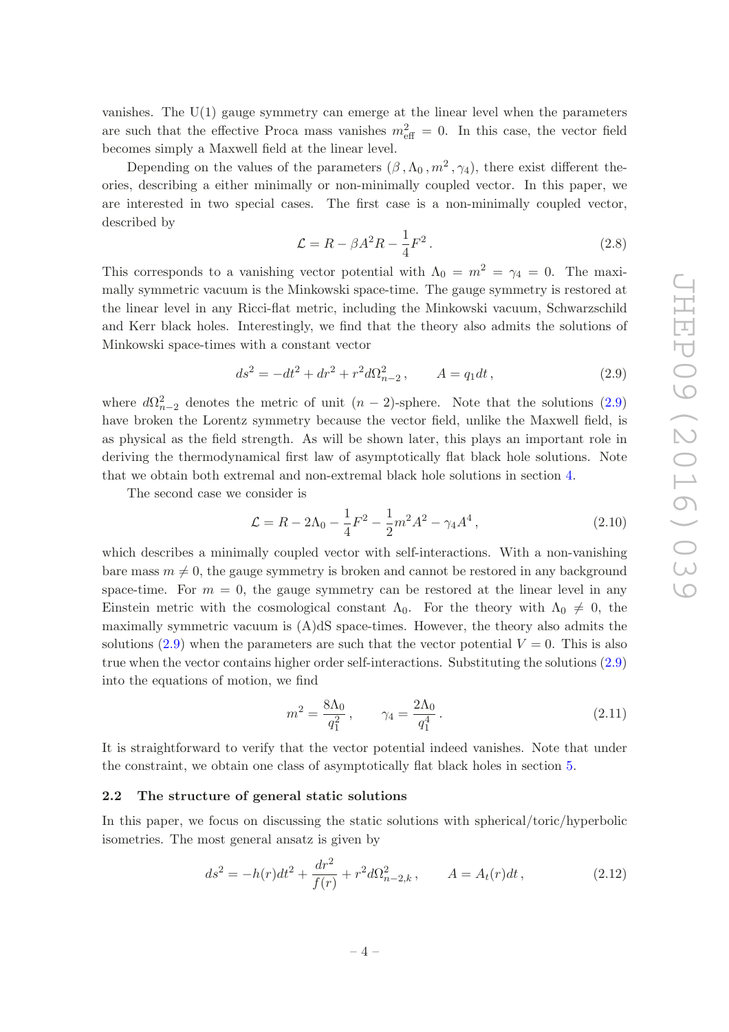vanishes. The U(1) gauge symmetry can emerge at the linear level when the parameters are such that the effective Proca mass vanishes $m^2_{\rm eff} = 0$. In this case, the vector field becomes simply a Maxwell field at the linear level.

Depending on the values of the parameters $(\beta, \Lambda_0, m^2, \gamma_4)$, there exist different theories, describing a either minimally or non-minimally coupled vector. In this paper, we are interested in two special cases. The first case is a non-minimally coupled vector, described by

$$\mathcal{L} = R - \beta A^2 R - \frac{1}{4}F^2 \,. \tag{2.8}$$

This corresponds to a vanishing vector potential with $\Lambda_0 = m^2 = \gamma_4 = 0$. The maximally symmetric vacuum is the Minkowski space-time. The gauge symmetry is restored at the linear level in any Ricci-flat metric, including the Minkowski vacuum, Schwarzschild and Kerr black holes. Interestingly, we find that the theory also admits the solutions of Minkowski space-times with a constant vector

$$ds^2 = -dt^2 + dr^2 + r^2 d\Omega^2_{n-2} \,, \qquad A = q_1 dt \,, \tag{2.9}$$

where $d\Omega^2_{n-2}$ denotes the metric of unit $(n-2)$-sphere. Note that the solutions (2.9) have broken the Lorentz symmetry because the vector field, unlike the Maxwell field, is as physical as the field strength. As will be shown later, this plays an important role in deriving the thermodynamical first law of asymptotically flat black hole solutions. Note that we obtain both extremal and non-extremal black hole solutions in section 4.

The second case we consider is

$$\mathcal{L} = R - 2\Lambda_0 - \frac{1}{4}F^2 - \frac{1}{2}m^2 A^2 - \gamma_4 A^4 \,, \tag{2.10}$$

which describes a minimally coupled vector with self-interactions. With a non-vanishing bare mass $m \neq 0$, the gauge symmetry is broken and cannot be restored in any background space-time. For $m = 0$, the gauge symmetry can be restored at the linear level in any Einstein metric with the cosmological constant $\Lambda_0$. For the theory with $\Lambda_0 \neq 0$, the maximally symmetric vacuum is (A)dS space-times. However, the theory also admits the solutions (2.9) when the parameters are such that the vector potential $V = 0$. This is also true when the vector contains higher order self-interactions. Substituting the solutions (2.9) into the equations of motion, we find

$$m^2 = \frac{8\Lambda_0}{q_1^2} \,, \qquad \gamma_4 = \frac{2\Lambda_0}{q_1^4} \,. \tag{2.11}$$

It is straightforward to verify that the vector potential indeed vanishes. Note that under the constraint, we obtain one class of asymptotically flat black holes in section 5.

### 2.2 The structure of general static solutions

In this paper, we focus on discussing the static solutions with spherical/toric/hyperbolic isometries. The most general ansatz is given by

$$ds^2 = -h(r)dt^2 + \frac{dr^2}{f(r)} + r^2 d\Omega^2_{n-2,k} \,, \qquad A = A_t(r)dt \,, \tag{2.12}$$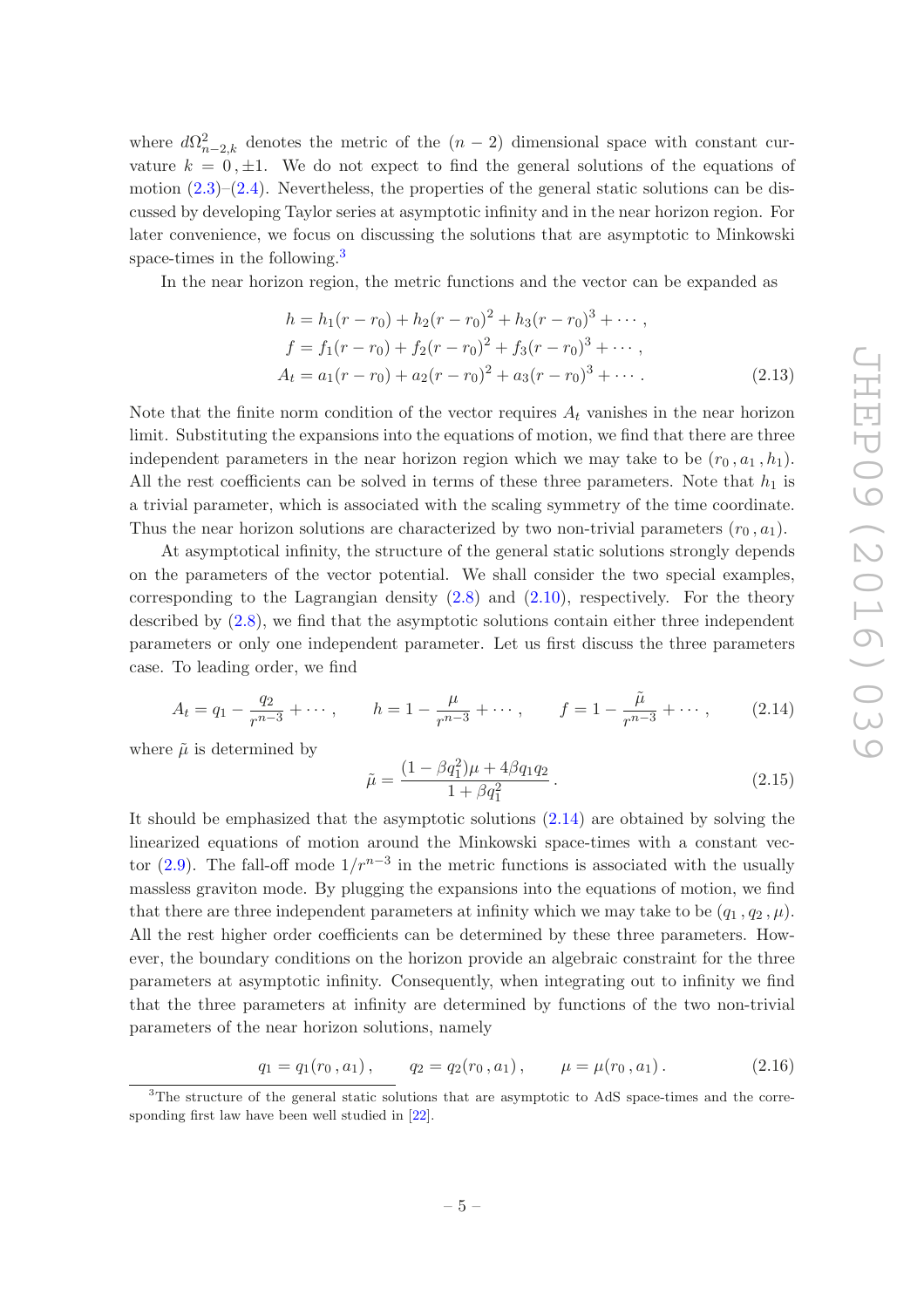where $d\Omega^2_{n-2,k}$ denotes the metric of the $(n-2)$ dimensional space with constant curvature $k = 0, \pm 1$. We do not expect to find the general solutions of the equations of motion (2.3)–(2.4). Nevertheless, the properties of the general static solutions can be discussed by developing Taylor series at asymptotic infinity and in the near horizon region. For later convenience, we focus on discussing the solutions that are asymptotic to Minkowski space-times in the following.[3]

In the near horizon region, the metric functions and the vector can be expanded as

$$
\begin{aligned}
h &= h_1(r-r_0) + h_2(r-r_0)^2 + h_3(r-r_0)^3 + \cdots \,, \\
f &= f_1(r-r_0) + f_2(r-r_0)^2 + f_3(r-r_0)^3 + \cdots \,, \\
A_t &= a_1(r-r_0) + a_2(r-r_0)^2 + a_3(r-r_0)^3 + \cdots \,.
\end{aligned}
\tag{2.13}
$$

Note that the finite norm condition of the vector requires $A_t$ vanishes in the near horizon limit. Substituting the expansions into the equations of motion, we find that there are three independent parameters in the near horizon region which we may take to be $(r_0, a_1, h_1)$. All the rest coefficients can be solved in terms of these three parameters. Note that $h_1$ is a trivial parameter, which is associated with the scaling symmetry of the time coordinate. Thus the near horizon solutions are characterized by two non-trivial parameters $(r_0, a_1)$.

At asymptotical infinity, the structure of the general static solutions strongly depends on the parameters of the vector potential. We shall consider the two special examples, corresponding to the Lagrangian density (2.8) and (2.10), respectively. For the theory described by (2.8), we find that the asymptotic solutions contain either three independent parameters or only one independent parameter. Let us first discuss the three parameters case. To leading order, we find

$$
A_t = q_1 - \frac{q_2}{r^{n-3}} + \cdots \,, \qquad h = 1 - \frac{\mu}{r^{n-3}} + \cdots \,, \qquad f = 1 - \frac{\tilde{\mu}}{r^{n-3}} + \cdots \,,
\tag{2.14}
$$

where $\tilde{\mu}$ is determined by

$$
\tilde{\mu} = \frac{(1-\beta q_1^2)\mu + 4\beta q_1 q_2}{1+\beta q_1^2} \,.
\tag{2.15}
$$

It should be emphasized that the asymptotic solutions (2.14) are obtained by solving the linearized equations of motion around the Minkowski space-times with a constant vector (2.9). The fall-off mode $1/r^{n-3}$ in the metric functions is associated with the usually massless graviton mode. By plugging the expansions into the equations of motion, we find that there are three independent parameters at infinity which we may take to be $(q_1, q_2, \mu)$. All the rest higher order coefficients can be determined by these three parameters. However, the boundary conditions on the horizon provide an algebraic constraint for the three parameters at asymptotic infinity. Consequently, when integrating out to infinity we find that the three parameters at infinity are determined by functions of the two non-trivial parameters of the near horizon solutions, namely

$$
q_1 = q_1(r_0, a_1) \,, \qquad q_2 = q_2(r_0, a_1) \,, \qquad \mu = \mu(r_0, a_1) \,.
\tag{2.16}
$$

[3] The structure of the general static solutions that are asymptotic to AdS space-times and the corresponding first law have been well studied in [22].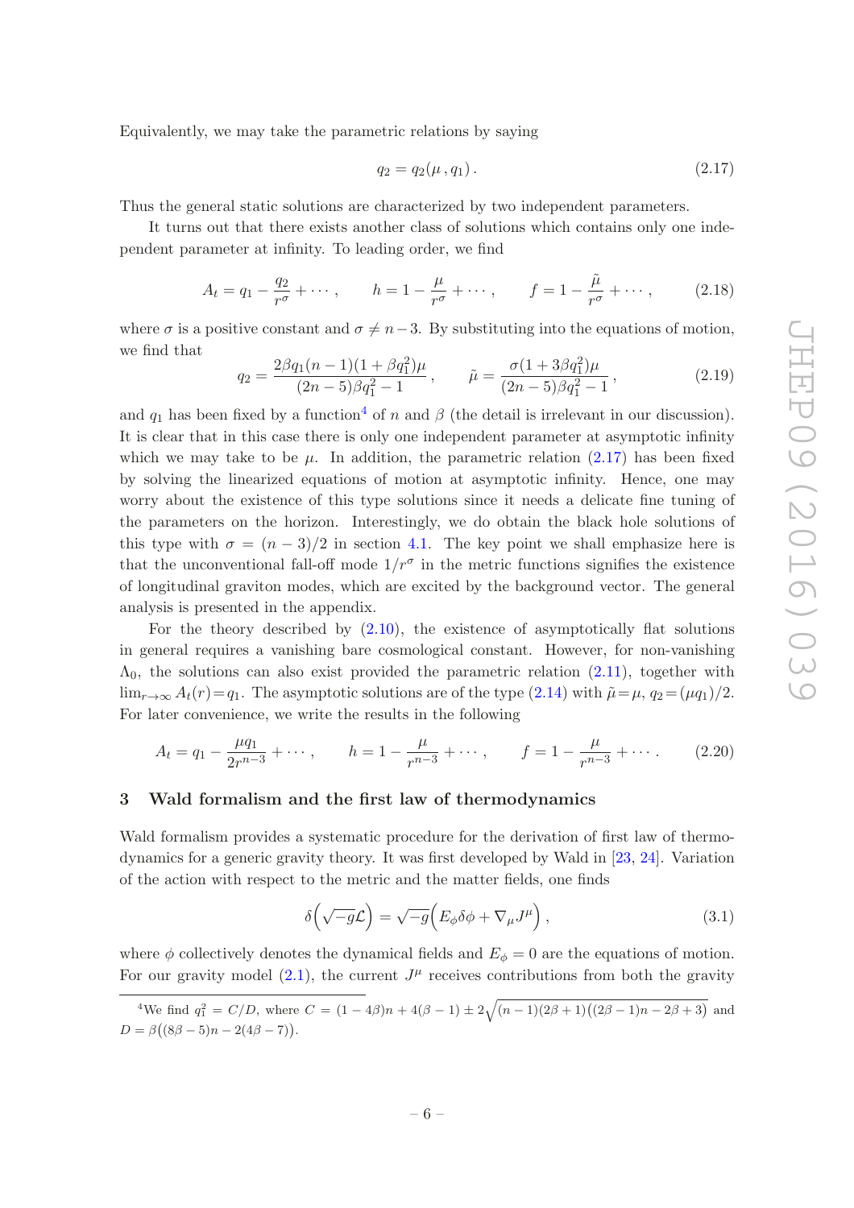Equivalently, we may take the parametric relations by saying

$$q_2 = q_2(\mu\,, q_1)\,. \tag{2.17}$$

Thus the general static solutions are characterized by two independent parameters.

It turns out that there exists another class of solutions which contains only one independent parameter at infinity. To leading order, we find

$$A_t = q_1 - \frac{q_2}{r^\sigma} + \cdots\,, \qquad h = 1 - \frac{\mu}{r^\sigma} + \cdots\,, \qquad f = 1 - \frac{\tilde{\mu}}{r^\sigma} + \cdots\,, \tag{2.18}$$

where $\sigma$ is a positive constant and $\sigma \neq n-3$. By substituting into the equations of motion, we find that

$$q_2 = \frac{2\beta q_1 (n-1)(1+\beta q_1^2)\mu}{(2n-5)\beta q_1^2 - 1}\,, \qquad \tilde{\mu} = \frac{\sigma(1+3\beta q_1^2)\mu}{(2n-5)\beta q_1^2 - 1}\,, \tag{2.19}$$

and $q_1$ has been fixed by a function[4] of $n$ and $\beta$ (the detail is irrelevant in our discussion). It is clear that in this case there is only one independent parameter at asymptotic infinity which we may take to be $\mu$. In addition, the parametric relation (2.17) has been fixed by solving the linearized equations of motion at asymptotic infinity. Hence, one may worry about the existence of this type solutions since it needs a delicate fine tuning of the parameters on the horizon. Interestingly, we do obtain the black hole solutions of this type with $\sigma = (n-3)/2$ in section 4.1. The key point we shall emphasize here is that the unconventional fall-off mode $1/r^\sigma$ in the metric functions signifies the existence of longitudinal graviton modes, which are excited by the background vector. The general analysis is presented in the appendix.

For the theory described by (2.10), the existence of asymptotically flat solutions in general requires a vanishing bare cosmological constant. However, for non-vanishing $\Lambda_0$, the solutions can also exist provided the parametric relation (2.11), together with $\lim_{r\to\infty} A_t(r) = q_1$. The asymptotic solutions are of the type (2.14) with $\tilde{\mu} = \mu$, $q_2 = (\mu q_1)/2$. For later convenience, we write the results in the following

$$A_t = q_1 - \frac{\mu q_1}{2r^{n-3}} + \cdots\,, \qquad h = 1 - \frac{\mu}{r^{n-3}} + \cdots\,, \qquad f = 1 - \frac{\mu}{r^{n-3}} + \cdots\,. \tag{2.20}$$

## 3 Wald formalism and the first law of thermodynamics

Wald formalism provides a systematic procedure for the derivation of first law of thermodynamics for a generic gravity theory. It was first developed by Wald in [23, 24]. Variation of the action with respect to the metric and the matter fields, one finds

$$\delta\Big(\sqrt{-g}\mathcal{L}\Big) = \sqrt{-g}\Big(E_\phi \delta\phi + \nabla_\mu J^\mu\Big)\,, \tag{3.1}$$

where $\phi$ collectively denotes the dynamical fields and $E_\phi = 0$ are the equations of motion. For our gravity model (2.1), the current $J^\mu$ receives contributions from both the gravity

---

[4] We find $q_1^2 = C/D$, where $C = (1-4\beta)n + 4(\beta-1) \pm 2\sqrt{(n-1)(2\beta+1)\big((2\beta-1)n - 2\beta + 3\big)}$ and $D = \beta\big((8\beta-5)n - 2(4\beta-7)\big)$.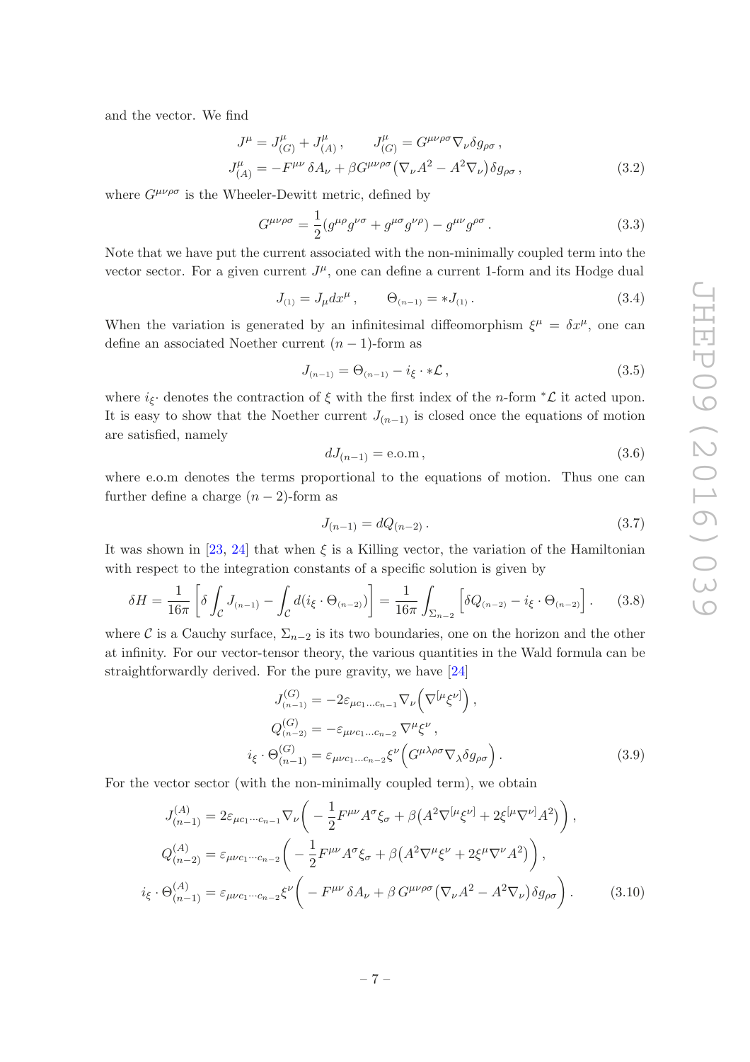and the vector. We find

$$J^\mu = J^\mu_{(G)} + J^\mu_{(A)}\,, \qquad J^\mu_{(G)} = G^{\mu\nu\rho\sigma}\nabla_\nu \delta g_{\rho\sigma}\,,$$
$$J^\mu_{(A)} = -F^{\mu\nu}\,\delta A_\nu + \beta G^{\mu\nu\rho\sigma}\big(\nabla_\nu A^2 - A^2\nabla_\nu\big)\delta g_{\rho\sigma}\,, \tag{3.2}$$

where $G^{\mu\nu\rho\sigma}$ is the Wheeler-Dewitt metric, defined by

$$G^{\mu\nu\rho\sigma} = \frac{1}{2}(g^{\mu\rho}g^{\nu\sigma} + g^{\mu\sigma}g^{\nu\rho}) - g^{\mu\nu}g^{\rho\sigma}\,. \tag{3.3}$$

Note that we have put the current associated with the non-minimally coupled term into the vector sector. For a given current $J^\mu$, one can define a current 1-form and its Hodge dual

$$J_{(1)} = J_\mu dx^\mu\,, \qquad \Theta_{(n-1)} = *J_{(1)}\,. \tag{3.4}$$

When the variation is generated by an infinitesimal diffeomorphism $\xi^\mu = \delta x^\mu$, one can define an associated Noether current $(n-1)$-form as

$$J_{(n-1)} = \Theta_{(n-1)} - i_\xi \cdot *\mathcal{L}\,, \tag{3.5}$$

where $i_\xi\cdot$ denotes the contraction of $\xi$ with the first index of the $n$-form ${}^*\mathcal{L}$ it acted upon. It is easy to show that the Noether current $J_{(n-1)}$ is closed once the equations of motion are satisfied, namely

$$dJ_{(n-1)} = \text{e.o.m}\,, \tag{3.6}$$

where e.o.m denotes the terms proportional to the equations of motion. Thus one can further define a charge $(n-2)$-form as

$$J_{(n-1)} = dQ_{(n-2)}\,. \tag{3.7}$$

It was shown in [23, 24] that when $\xi$ is a Killing vector, the variation of the Hamiltonian with respect to the integration constants of a specific solution is given by

$$\delta H = \frac{1}{16\pi}\left[\delta\int_{\mathcal{C}} J_{(n-1)} - \int_{\mathcal{C}} d(i_\xi \cdot \Theta_{(n-2)})\right] = \frac{1}{16\pi}\int_{\Sigma_{n-2}}\Big[\delta Q_{(n-2)} - i_\xi\cdot\Theta_{(n-2)}\Big]\,. \tag{3.8}$$

where $\mathcal{C}$ is a Cauchy surface, $\Sigma_{n-2}$ is its two boundaries, one on the horizon and the other at infinity. For our vector-tensor theory, the various quantities in the Wald formula can be straightforwardly derived. For the pure gravity, we have [24]

$$J^{(G)}_{(n-1)} = -2\varepsilon_{\mu c_1\ldots c_{n-1}}\nabla_\nu\Big(\nabla^{[\mu}\xi^{\nu]}\Big)\,,$$
$$Q^{(G)}_{(n-2)} = -\varepsilon_{\mu\nu c_1\ldots c_{n-2}}\,\nabla^\mu\xi^\nu\,,$$
$$i_\xi\cdot\Theta^{(G)}_{(n-1)} = \varepsilon_{\mu\nu c_1\ldots c_{n-2}}\xi^\nu\Big(G^{\mu\lambda\rho\sigma}\nabla_\lambda\delta g_{\rho\sigma}\Big)\,. \tag{3.9}$$

For the vector sector (with the non-minimally coupled term), we obtain

$$J^{(A)}_{(n-1)} = 2\varepsilon_{\mu c_1\cdots c_{n-1}}\nabla_\nu\bigg(-\frac{1}{2}F^{\mu\nu}A^\sigma\xi_\sigma + \beta\big(A^2\nabla^{[\mu}\xi^{\nu]} + 2\xi^{[\mu}\nabla^{\nu]}A^2\big)\bigg)\,,$$
$$Q^{(A)}_{(n-2)} = \varepsilon_{\mu\nu c_1\cdots c_{n-2}}\bigg(-\frac{1}{2}F^{\mu\nu}A^\sigma\xi_\sigma + \beta\big(A^2\nabla^\mu\xi^\nu + 2\xi^\mu\nabla^\nu A^2\big)\bigg)\,,$$
$$i_\xi\cdot\Theta^{(A)}_{(n-1)} = \varepsilon_{\mu\nu c_1\cdots c_{n-2}}\xi^\nu\bigg(-F^{\mu\nu}\,\delta A_\nu + \beta\,G^{\mu\nu\rho\sigma}\big(\nabla_\nu A^2 - A^2\nabla_\nu\big)\delta g_{\rho\sigma}\bigg)\,. \tag{3.10}$$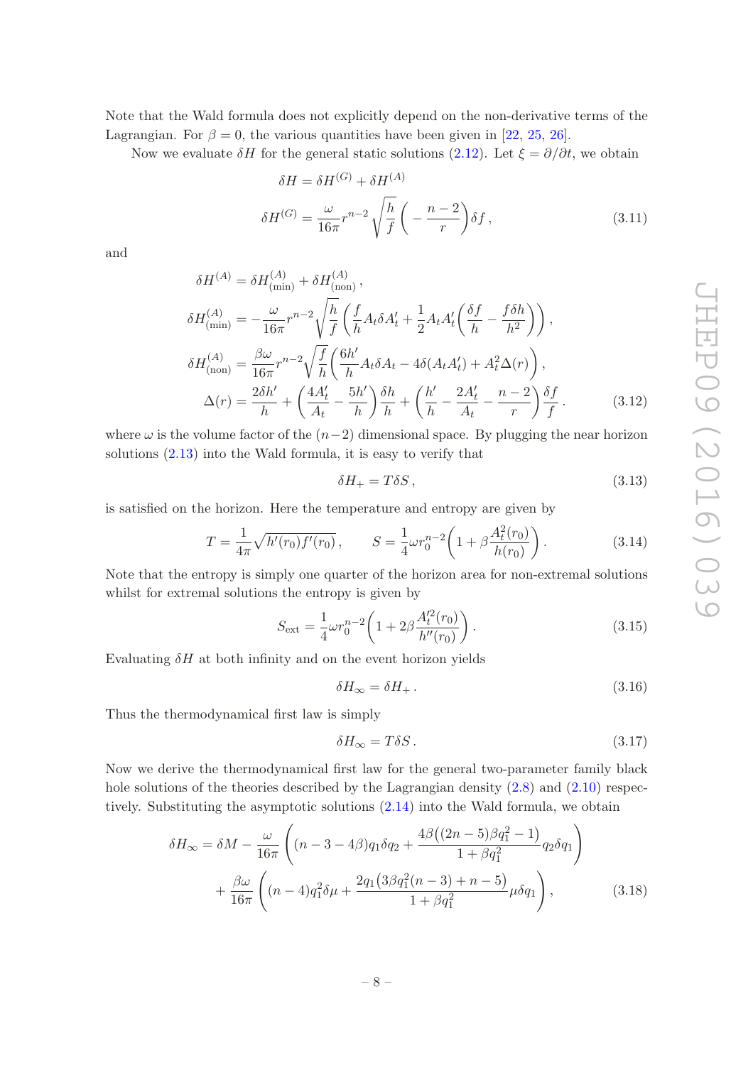Note that the Wald formula does not explicitly depend on the non-derivative terms of the Lagrangian. For $\beta = 0$, the various quantities have been given in [22, 25, 26].

Now we evaluate $\delta H$ for the general static solutions (2.12). Let $\xi = \partial/\partial t$, we obtain

$$
\begin{aligned}
\delta H &= \delta H^{(G)} + \delta H^{(A)} \\
\delta H^{(G)} &= \frac{\omega}{16\pi} r^{n-2} \sqrt{\frac{h}{f}} \bigg( -\frac{n-2}{r} \bigg) \delta f \,,
\end{aligned}
\tag{3.11}
$$

and

$$
\begin{aligned}
\delta H^{(A)} &= \delta H^{(A)}_{(\text{min})} + \delta H^{(A)}_{(\text{non})} \,, \\
\delta H^{(A)}_{(\text{min})} &= -\frac{\omega}{16\pi} r^{n-2} \sqrt{\frac{h}{f}} \left( \frac{f}{h} A_t \delta A_t' + \frac{1}{2} A_t A_t' \bigg( \frac{\delta f}{h} - \frac{f \delta h}{h^2} \bigg) \right) , \\
\delta H^{(A)}_{(\text{non})} &= \frac{\beta \omega}{16\pi} r^{n-2} \sqrt{\frac{f}{h}} \bigg( \frac{6h'}{h} A_t \delta A_t - 4\delta(A_t A_t') + A_t^2 \Delta(r) \bigg) , \\
\Delta(r) &= \frac{2\delta h'}{h} + \bigg( \frac{4A_t'}{A_t} - \frac{5h'}{h} \bigg) \frac{\delta h}{h} + \bigg( \frac{h'}{h} - \frac{2A_t'}{A_t} - \frac{n-2}{r} \bigg) \frac{\delta f}{f} \,.
\end{aligned}
\tag{3.12}
$$

where $\omega$ is the volume factor of the $(n-2)$ dimensional space. By plugging the near horizon solutions (2.13) into the Wald formula, it is easy to verify that

$$
\delta H_+ = T \delta S \,,
\tag{3.13}
$$

is satisfied on the horizon. Here the temperature and entropy are given by

$$
T = \frac{1}{4\pi} \sqrt{h'(r_0) f'(r_0)} \,, \qquad S = \frac{1}{4} \omega r_0^{n-2} \bigg( 1 + \beta \frac{A_t^2(r_0)}{h(r_0)} \bigg) .
\tag{3.14}
$$

Note that the entropy is simply one quarter of the horizon area for non-extremal solutions whilst for extremal solutions the entropy is given by

$$
S_{\text{ext}} = \frac{1}{4} \omega r_0^{n-2} \bigg( 1 + 2\beta \frac{A_t'^2(r_0)}{h''(r_0)} \bigg) .
\tag{3.15}
$$

Evaluating $\delta H$ at both infinity and on the event horizon yields

$$
\delta H_\infty = \delta H_+ \,.
\tag{3.16}
$$

Thus the thermodynamical first law is simply

$$
\delta H_\infty = T \delta S \,.
\tag{3.17}
$$

Now we derive the thermodynamical first law for the general two-parameter family black hole solutions of the theories described by the Lagrangian density (2.8) and (2.10) respectively. Substituting the asymptotic solutions (2.14) into the Wald formula, we obtain

$$
\begin{aligned}
\delta H_\infty = \delta M &- \frac{\omega}{16\pi} \left( (n-3-4\beta) q_1 \delta q_2 + \frac{4\beta \big( (2n-5)\beta q_1^2 - 1 \big)}{1 + \beta q_1^2} q_2 \delta q_1 \right) \\
&+ \frac{\beta \omega}{16\pi} \left( (n-4) q_1^2 \delta \mu + \frac{2 q_1 \big( 3\beta q_1^2 (n-3) + n - 5 \big)}{1 + \beta q_1^2} \mu \delta q_1 \right) ,
\end{aligned}
\tag{3.18}
$$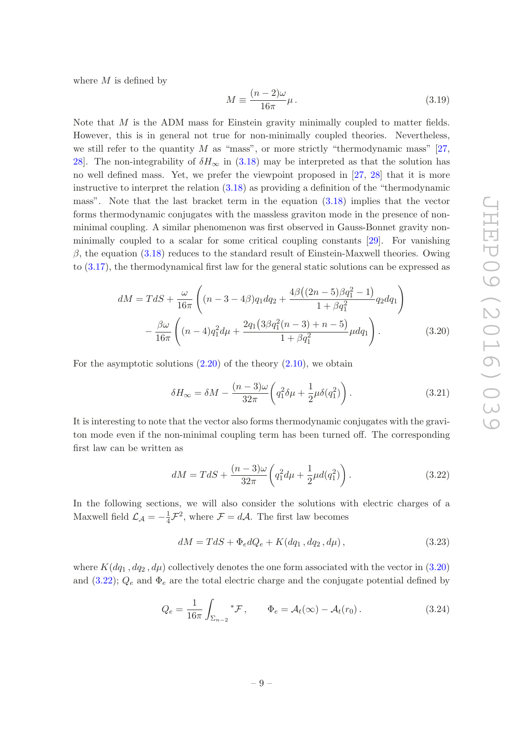where $M$ is defined by

$$M \equiv \frac{(n-2)\omega}{16\pi}\mu\,. \tag{3.19}$$

Note that $M$ is the ADM mass for Einstein gravity minimally coupled to matter fields. However, this is in general not true for non-minimally coupled theories. Nevertheless, we still refer to the quantity $M$ as "mass", or more strictly "thermodynamic mass" [27, 28]. The non-integrability of $\delta H_\infty$ in (3.18) may be interpreted as that the solution has no well defined mass. Yet, we prefer the viewpoint proposed in [27, 28] that it is more instructive to interpret the relation (3.18) as providing a definition of the "thermodynamic mass". Note that the last bracket term in the equation (3.18) implies that the vector forms thermodynamic conjugates with the massless graviton mode in the presence of non-minimal coupling. A similar phenomenon was first observed in Gauss-Bonnet gravity non-minimally coupled to a scalar for some critical coupling constants [29]. For vanishing $\beta$, the equation (3.18) reduces to the standard result of Einstein-Maxwell theories. Owing to (3.17), the thermodynamical first law for the general static solutions can be expressed as

$$\begin{aligned} dM = TdS &+ \frac{\omega}{16\pi}\left((n-3-4\beta)q_1 dq_2 + \frac{4\beta\big((2n-5)\beta q_1^2 - 1\big)}{1+\beta q_1^2} q_2 dq_1\right) \\ &- \frac{\beta\omega}{16\pi}\left((n-4)q_1^2 d\mu + \frac{2q_1\big(3\beta q_1^2(n-3) + n - 5\big)}{1+\beta q_1^2}\mu dq_1\right). \end{aligned} \tag{3.20}$$

For the asymptotic solutions (2.20) of the theory (2.10), we obtain

$$\delta H_\infty = \delta M - \frac{(n-3)\omega}{32\pi}\left(q_1^2\delta\mu + \frac{1}{2}\mu\delta(q_1^2)\right). \tag{3.21}$$

It is interesting to note that the vector also forms thermodynamic conjugates with the graviton mode even if the non-minimal coupling term has been turned off. The corresponding first law can be written as

$$dM = TdS + \frac{(n-3)\omega}{32\pi}\left(q_1^2 d\mu + \frac{1}{2}\mu d(q_1^2)\right). \tag{3.22}$$

In the following sections, we will also consider the solutions with electric charges of a Maxwell field $\mathcal{L}_\mathcal{A} = -\frac{1}{4}\mathcal{F}^2$, where $\mathcal{F} = d\mathcal{A}$. The first law becomes

$$dM = TdS + \Phi_e dQ_e + K(dq_1\,, dq_2\,, d\mu)\,, \tag{3.23}$$

where $K(dq_1\,, dq_2\,, d\mu)$ collectively denotes the one form associated with the vector in (3.20) and (3.22); $Q_e$ and $\Phi_e$ are the total electric charge and the conjugate potential defined by

$$Q_e = \frac{1}{16\pi}\int_{\Sigma_{n-2}} {}^*\mathcal{F}\,, \qquad \Phi_e = \mathcal{A}_t(\infty) - \mathcal{A}_t(r_0)\,. \tag{3.24}$$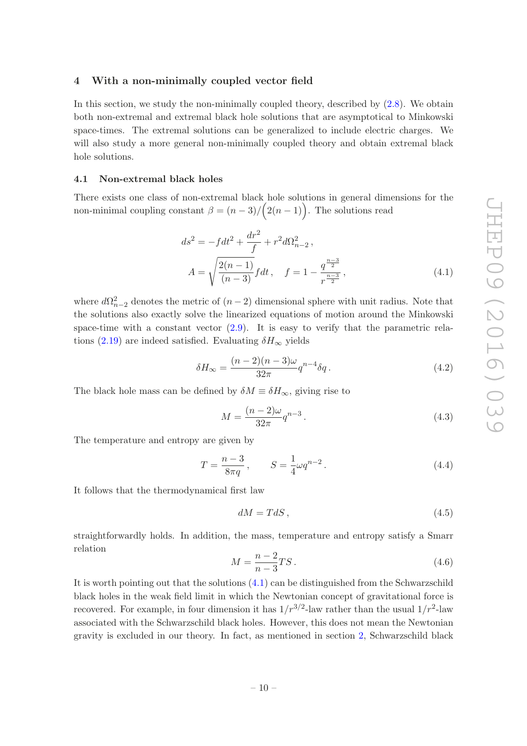## 4 With a non-minimally coupled vector field

In this section, we study the non-minimally coupled theory, described by (2.8). We obtain both non-extremal and extremal black hole solutions that are asymptotical to Minkowski space-times. The extremal solutions can be generalized to include electric charges. We will also study a more general non-minimally coupled theory and obtain extremal black hole solutions.

### 4.1 Non-extremal black holes

There exists one class of non-extremal black hole solutions in general dimensions for the non-minimal coupling constant $\beta = (n-3)/\Big(2(n-1)\Big)$. The solutions read

$$
\begin{aligned}
ds^2 &= -f dt^2 + \frac{dr^2}{f} + r^2 d\Omega_{n-2}^2 \,, \\
A &= \sqrt{\frac{2(n-1)}{(n-3)}} f dt \,, \quad f = 1 - \frac{q^{\frac{n-3}{2}}}{r^{\frac{n-3}{2}}} \,,
\end{aligned}
\tag{4.1}
$$

where $d\Omega_{n-2}^2$ denotes the metric of $(n-2)$ dimensional sphere with unit radius. Note that the solutions also exactly solve the linearized equations of motion around the Minkowski space-time with a constant vector (2.9). It is easy to verify that the parametric relations (2.19) are indeed satisfied. Evaluating $\delta H_\infty$ yields

$$
\delta H_\infty = \frac{(n-2)(n-3)\omega}{32\pi} q^{n-4} \delta q \,. \tag{4.2}
$$

The black hole mass can be defined by $\delta M \equiv \delta H_\infty$, giving rise to

$$
M = \frac{(n-2)\omega}{32\pi} q^{n-3} \,. \tag{4.3}
$$

The temperature and entropy are given by

$$
T = \frac{n-3}{8\pi q} \,, \qquad S = \frac{1}{4} \omega q^{n-2} \,. \tag{4.4}
$$

It follows that the thermodynamical first law

$$
dM = T dS \,, \tag{4.5}
$$

straightforwardly holds. In addition, the mass, temperature and entropy satisfy a Smarr relation

$$
M = \frac{n-2}{n-3} TS \,. \tag{4.6}
$$

It is worth pointing out that the solutions (4.1) can be distinguished from the Schwarzschild black holes in the weak field limit in which the Newtonian concept of gravitational force is recovered. For example, in four dimension it has $1/r^{3/2}$-law rather than the usual $1/r^2$-law associated with the Schwarzschild black holes. However, this does not mean the Newtonian gravity is excluded in our theory. In fact, as mentioned in section 2, Schwarzschild black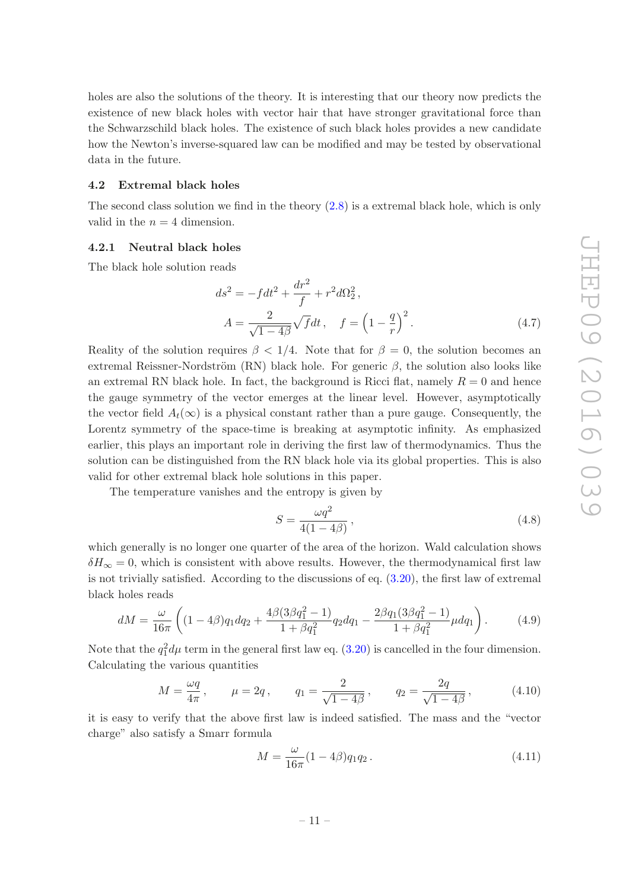holes are also the solutions of the theory. It is interesting that our theory now predicts the existence of new black holes with vector hair that have stronger gravitational force than the Schwarzschild black holes. The existence of such black holes provides a new candidate how the Newton's inverse-squared law can be modified and may be tested by observational data in the future.

### 4.2 Extremal black holes

The second class solution we find in the theory (2.8) is a extremal black hole, which is only valid in the $n = 4$ dimension.

#### 4.2.1 Neutral black holes

The black hole solution reads

$$
\begin{aligned}
ds^2 &= -f dt^2 + \frac{dr^2}{f} + r^2 d\Omega_2^2\,, \\
A &= \frac{2}{\sqrt{1-4\beta}}\sqrt{f}dt\,, \quad f = \left(1 - \frac{q}{r}\right)^2.
\end{aligned} \tag{4.7}
$$

Reality of the solution requires $\beta < 1/4$. Note that for $\beta = 0$, the solution becomes an extremal Reissner-Nordström (RN) black hole. For generic $\beta$, the solution also looks like an extremal RN black hole. In fact, the background is Ricci flat, namely $R = 0$ and hence the gauge symmetry of the vector emerges at the linear level. However, asymptotically the vector field $A_t(\infty)$ is a physical constant rather than a pure gauge. Consequently, the Lorentz symmetry of the space-time is breaking at asymptotic infinity. As emphasized earlier, this plays an important role in deriving the first law of thermodynamics. Thus the solution can be distinguished from the RN black hole via its global properties. This is also valid for other extremal black hole solutions in this paper.

The temperature vanishes and the entropy is given by

$$
S = \frac{\omega q^2}{4(1-4\beta)}\,, \tag{4.8}
$$

which generally is no longer one quarter of the area of the horizon. Wald calculation shows $\delta H_\infty = 0$, which is consistent with above results. However, the thermodynamical first law is not trivially satisfied. According to the discussions of eq. (3.20), the first law of extremal black holes reads

$$
dM = \frac{\omega}{16\pi}\left((1-4\beta)q_1 dq_2 + \frac{4\beta(3\beta q_1^2 - 1)}{1+\beta q_1^2} q_2 dq_1 - \frac{2\beta q_1(3\beta q_1^2 - 1)}{1+\beta q_1^2}\mu dq_1\right). \tag{4.9}
$$

Note that the $q_1^2 d\mu$ term in the general first law eq. (3.20) is cancelled in the four dimension. Calculating the various quantities

$$
M = \frac{\omega q}{4\pi}\,, \qquad \mu = 2q\,, \qquad q_1 = \frac{2}{\sqrt{1-4\beta}}\,, \qquad q_2 = \frac{2q}{\sqrt{1-4\beta}}\,, \tag{4.10}
$$

it is easy to verify that the above first law is indeed satisfied. The mass and the "vector charge" also satisfy a Smarr formula

$$
M = \frac{\omega}{16\pi}(1-4\beta)q_1 q_2\,. \tag{4.11}
$$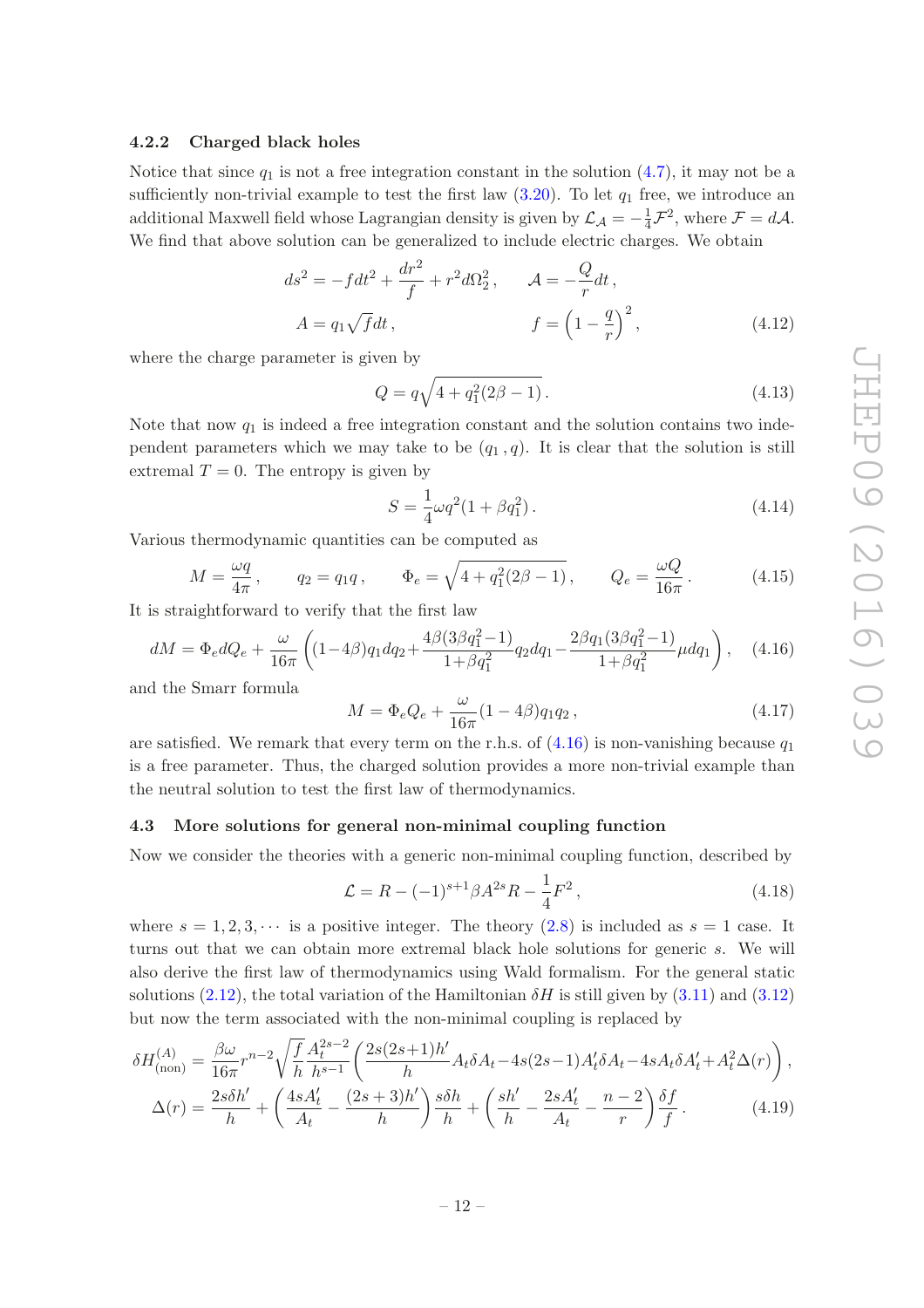### 4.2.2 Charged black holes

Notice that since $q_1$ is not a free integration constant in the solution (4.7), it may not be a sufficiently non-trivial example to test the first law (3.20). To let $q_1$ free, we introduce an additional Maxwell field whose Lagrangian density is given by $\mathcal{L}_{\mathcal{A}} = -\frac{1}{4}\mathcal{F}^2$, where $\mathcal{F} = d\mathcal{A}$. We find that above solution can be generalized to include electric charges. We obtain

$$
\begin{aligned}
ds^2 &= -f dt^2 + \frac{dr^2}{f} + r^2 d\Omega_2^2 , \qquad \mathcal{A} = -\frac{Q}{r} dt , \\
A &= q_1 \sqrt{f} dt , \qquad\qquad\qquad\quad f = \left(1 - \frac{q}{r}\right)^2 ,
\end{aligned}
\tag{4.12}
$$

where the charge parameter is given by

$$
Q = q\sqrt{4 + q_1^2(2\beta - 1)} . \tag{4.13}
$$

Note that now $q_1$ is indeed a free integration constant and the solution contains two independent parameters which we may take to be $(q_1 , q)$. It is clear that the solution is still extremal $T = 0$. The entropy is given by

$$
S = \frac{1}{4}\omega q^2 (1 + \beta q_1^2) . \tag{4.14}
$$

Various thermodynamic quantities can be computed as

$$
M = \frac{\omega q}{4\pi} , \qquad q_2 = q_1 q , \qquad \Phi_e = \sqrt{4 + q_1^2(2\beta - 1)} , \qquad Q_e = \frac{\omega Q}{16\pi} . \tag{4.15}
$$

It is straightforward to verify that the first law

$$
dM = \Phi_e dQ_e + \frac{\omega}{16\pi}\left((1-4\beta)q_1 dq_2 + \frac{4\beta(3\beta q_1^2 - 1)}{1+\beta q_1^2} q_2 dq_1 - \frac{2\beta q_1 (3\beta q_1^2 - 1)}{1+\beta q_1^2}\mu dq_1\right) , \tag{4.16}
$$

and the Smarr formula

$$
M = \Phi_e Q_e + \frac{\omega}{16\pi}(1 - 4\beta) q_1 q_2 , \tag{4.17}
$$

are satisfied. We remark that every term on the r.h.s. of (4.16) is non-vanishing because $q_1$ is a free parameter. Thus, the charged solution provides a more non-trivial example than the neutral solution to test the first law of thermodynamics.

## 4.3 More solutions for general non-minimal coupling function

Now we consider the theories with a generic non-minimal coupling function, described by

$$
\mathcal{L} = R - (-1)^{s+1}\beta A^{2s} R - \frac{1}{4}F^2 , \tag{4.18}
$$

where $s = 1, 2, 3, \cdots$ is a positive integer. The theory (2.8) is included as $s = 1$ case. It turns out that we can obtain more extremal black hole solutions for generic $s$. We will also derive the first law of thermodynamics using Wald formalism. For the general static solutions (2.12), the total variation of the Hamiltonian $\delta H$ is still given by (3.11) and (3.12) but now the term associated with the non-minimal coupling is replaced by

$$
\begin{aligned}
\delta H^{(A)}_{\text{(non)}} &= \frac{\beta\omega}{16\pi} r^{n-2} \sqrt{\frac{f}{h}} \frac{A_t^{2s-2}}{h^{s-1}} \left(\frac{2s(2s+1)h'}{h} A_t \delta A_t - 4s(2s-1)A_t'\delta A_t - 4sA_t \delta A_t' + A_t^2 \Delta(r)\right) , \\
\Delta(r) &= \frac{2s\delta h'}{h} + \left(\frac{4sA_t'}{A_t} - \frac{(2s+3)h'}{h}\right)\frac{s\delta h}{h} + \left(\frac{sh'}{h} - \frac{2sA_t'}{A_t} - \frac{n-2}{r}\right)\frac{\delta f}{f} .
\end{aligned}
\tag{4.19}
$$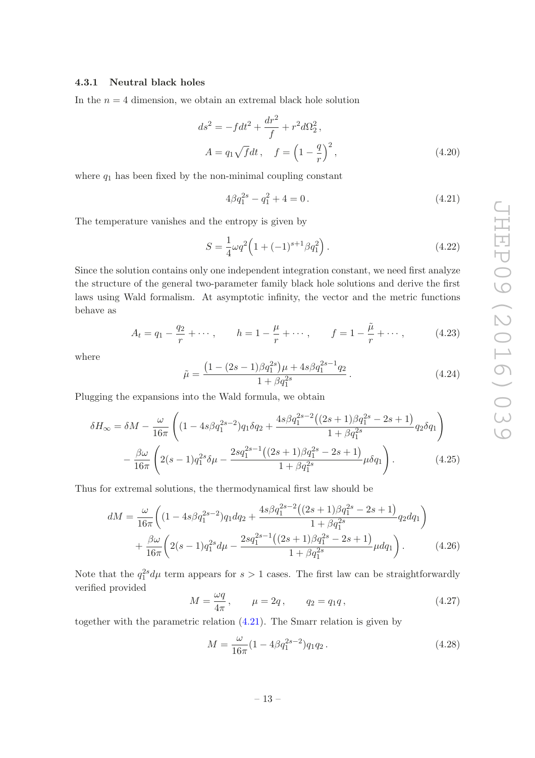### 4.3.1 Neutral black holes

In the $n = 4$ dimension, we obtain an extremal black hole solution

$$
\begin{aligned}
ds^2 &= -f dt^2 + \frac{dr^2}{f} + r^2 d\Omega_2^2 \,, \\
A &= q_1 \sqrt{f} dt \,, \quad f = \Big(1 - \frac{q}{r}\Big)^2 \,,
\end{aligned}
\tag{4.20}
$$

where $q_1$ has been fixed by the non-minimal coupling constant

$$
4\beta q_1^{2s} - q_1^2 + 4 = 0 \,. \tag{4.21}
$$

The temperature vanishes and the entropy is given by

$$
S = \frac{1}{4}\omega q^2 \Big(1 + (-1)^{s+1}\beta q_1^2\Big) \,. \tag{4.22}
$$

Since the solution contains only one independent integration constant, we need first analyze the structure of the general two-parameter family black hole solutions and derive the first laws using Wald formalism. At asymptotic infinity, the vector and the metric functions behave as

$$
A_t = q_1 - \frac{q_2}{r} + \cdots \,, \qquad h = 1 - \frac{\mu}{r} + \cdots \,, \qquad f = 1 - \frac{\tilde{\mu}}{r} + \cdots \,, \tag{4.23}
$$

where

$$
\tilde{\mu} = \frac{\big(1 - (2s-1)\beta q_1^{2s}\big)\mu + 4s\beta q_1^{2s-1} q_2}{1 + \beta q_1^{2s}} \,. \tag{4.24}
$$

Plugging the expansions into the Wald formula, we obtain

$$
\begin{aligned}
\delta H_\infty = \delta M &- \frac{\omega}{16\pi}\left((1 - 4s\beta q_1^{2s-2}) q_1 \delta q_2 + \frac{4s\beta q_1^{2s-2}\big((2s+1)\beta q_1^{2s} - 2s + 1\big)}{1 + \beta q_1^{2s}} q_2 \delta q_1\right) \\
&- \frac{\beta\omega}{16\pi}\left(2(s-1) q_1^{2s}\delta\mu - \frac{2s q_1^{2s-1}\big((2s+1)\beta q_1^{2s} - 2s + 1\big)}{1 + \beta q_1^{2s}}\mu \delta q_1\right) .
\end{aligned}
\tag{4.25}
$$

Thus for extremal solutions, the thermodynamical first law should be

$$
\begin{aligned}
dM = \frac{\omega}{16\pi}&\bigg((1 - 4s\beta q_1^{2s-2}) q_1 dq_2 + \frac{4s\beta q_1^{2s-2}\big((2s+1)\beta q_1^{2s} - 2s + 1\big)}{1 + \beta q_1^{2s}} q_2 dq_1\bigg) \\
&+ \frac{\beta\omega}{16\pi}\bigg(2(s-1) q_1^{2s} d\mu - \frac{2s q_1^{2s-1}\big((2s+1)\beta q_1^{2s} - 2s + 1\big)}{1 + \beta q_1^{2s}}\mu dq_1\bigg) .
\end{aligned}
\tag{4.26}
$$

Note that the $q_1^{2s} d\mu$ term appears for $s > 1$ cases. The first law can be straightforwardly verified provided

$$
M = \frac{\omega q}{4\pi} \,, \qquad \mu = 2q \,, \qquad q_2 = q_1 q \,, \tag{4.27}
$$

together with the parametric relation (4.21). The Smarr relation is given by

$$
M = \frac{\omega}{16\pi}(1 - 4\beta q_1^{2s-2}) q_1 q_2 \,. \tag{4.28}
$$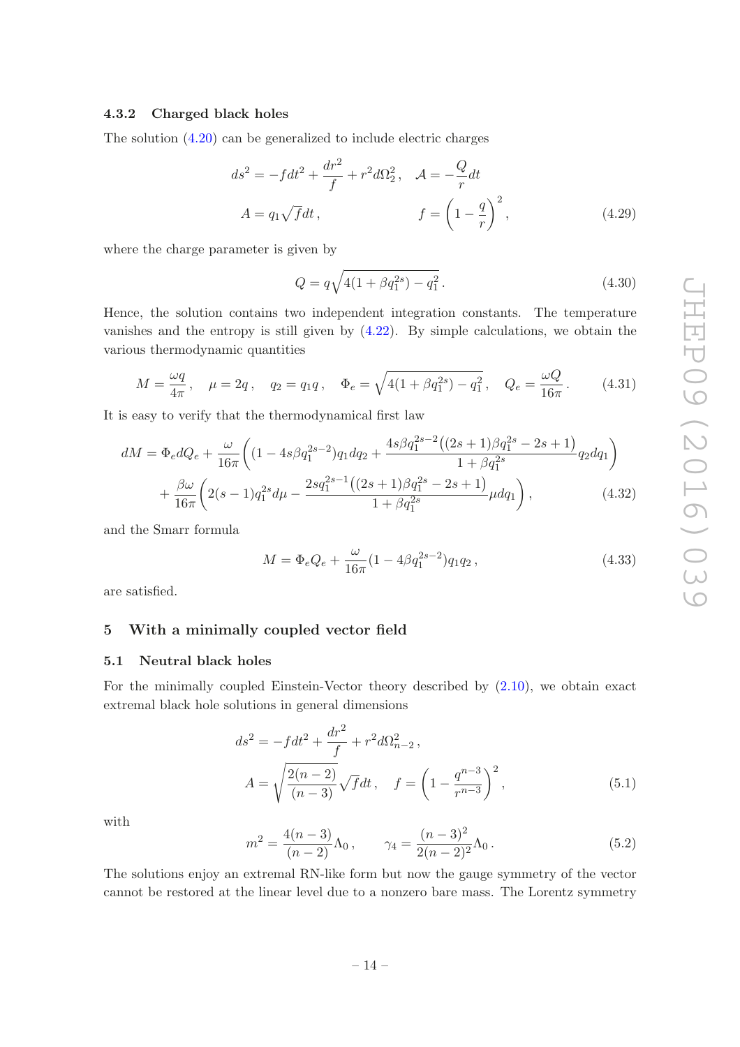### 4.3.2 Charged black holes

The solution (4.20) can be generalized to include electric charges

$$ds^2 = -f dt^2 + \frac{dr^2}{f} + r^2 d\Omega_2^2\,, \quad \mathcal{A} = -\frac{Q}{r} dt$$
$$A = q_1 \sqrt{f} dt\,, \qquad\qquad f = \left(1 - \frac{q}{r}\right)^2, \tag{4.29}$$

where the charge parameter is given by

$$Q = q\sqrt{4(1+\beta q_1^{2s}) - q_1^2}\,. \tag{4.30}$$

Hence, the solution contains two independent integration constants. The temperature vanishes and the entropy is still given by (4.22). By simple calculations, we obtain the various thermodynamic quantities

$$M = \frac{\omega q}{4\pi}\,, \quad \mu = 2q\,, \quad q_2 = q_1 q\,, \quad \Phi_e = \sqrt{4(1+\beta q_1^{2s}) - q_1^2}\,, \quad Q_e = \frac{\omega Q}{16\pi}\,. \tag{4.31}$$

It is easy to verify that the thermodynamical first law

$$dM = \Phi_e dQ_e + \frac{\omega}{16\pi}\left((1 - 4s\beta q_1^{2s-2}) q_1 dq_2 + \frac{4s\beta q_1^{2s-2}\big((2s+1)\beta q_1^{2s} - 2s + 1\big)}{1 + \beta q_1^{2s}} q_2 dq_1\right)$$
$$+ \frac{\beta\omega}{16\pi}\left(2(s-1) q_1^{2s} d\mu - \frac{2s q_1^{2s-1}\big((2s+1)\beta q_1^{2s} - 2s + 1\big)}{1 + \beta q_1^{2s}} \mu dq_1\right), \tag{4.32}$$

and the Smarr formula

$$M = \Phi_e Q_e + \frac{\omega}{16\pi}(1 - 4\beta q_1^{2s-2}) q_1 q_2\,, \tag{4.33}$$

are satisfied.

# 5 With a minimally coupled vector field

## 5.1 Neutral black holes

For the minimally coupled Einstein-Vector theory described by (2.10), we obtain exact extremal black hole solutions in general dimensions

$$ds^2 = -f dt^2 + \frac{dr^2}{f} + r^2 d\Omega_{n-2}^2\,,$$
$$A = \sqrt{\frac{2(n-2)}{(n-3)}}\sqrt{f} dt\,, \quad f = \left(1 - \frac{q^{n-3}}{r^{n-3}}\right)^2, \tag{5.1}$$

with

$$m^2 = \frac{4(n-3)}{(n-2)}\Lambda_0\,, \qquad \gamma_4 = \frac{(n-3)^2}{2(n-2)^2}\Lambda_0\,. \tag{5.2}$$

The solutions enjoy an extremal RN-like form but now the gauge symmetry of the vector cannot be restored at the linear level due to a nonzero bare mass. The Lorentz symmetry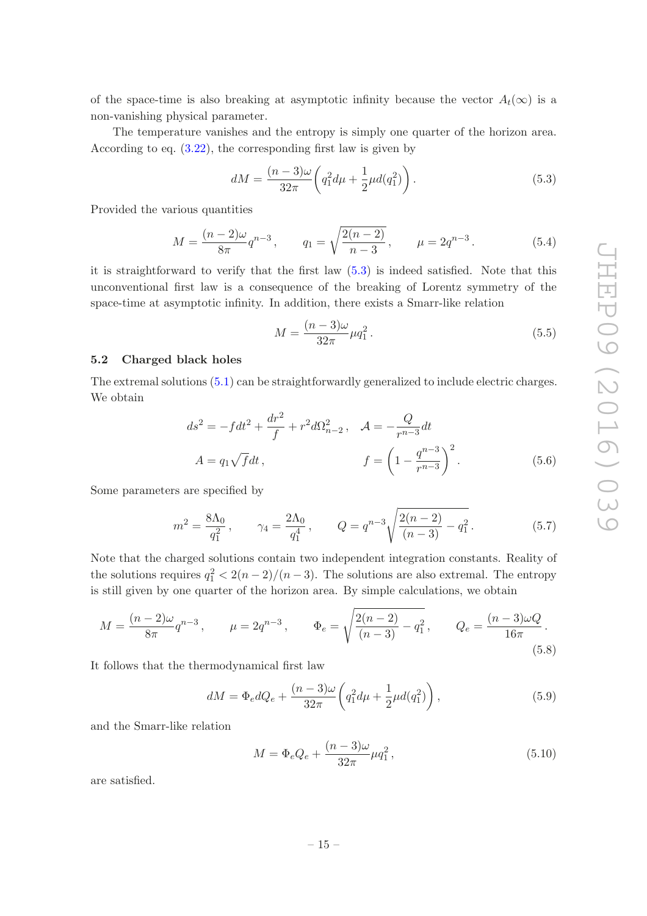of the space-time is also breaking at asymptotic infinity because the vector $A_t(\infty)$ is a non-vanishing physical parameter.

The temperature vanishes and the entropy is simply one quarter of the horizon area. According to eq. (3.22), the corresponding first law is given by

$$dM = \frac{(n-3)\omega}{32\pi}\Big(q_1^2 d\mu + \frac{1}{2}\mu d(q_1^2)\Big)\,. \tag{5.3}$$

Provided the various quantities

$$M = \frac{(n-2)\omega}{8\pi} q^{n-3}\,, \qquad q_1 = \sqrt{\frac{2(n-2)}{n-3}}\,, \qquad \mu = 2q^{n-3}\,. \tag{5.4}$$

it is straightforward to verify that the first law (5.3) is indeed satisfied. Note that this unconventional first law is a consequence of the breaking of Lorentz symmetry of the space-time at asymptotic infinity. In addition, there exists a Smarr-like relation

$$M = \frac{(n-3)\omega}{32\pi}\mu q_1^2\,. \tag{5.5}$$

### 5.2 Charged black holes

The extremal solutions (5.1) can be straightforwardly generalized to include electric charges. We obtain

$$\begin{aligned} ds^2 &= -f dt^2 + \frac{dr^2}{f} + r^2 d\Omega_{n-2}^2\,, \quad \mathcal{A} = -\frac{Q}{r^{n-3}}dt \\ A &= q_1\sqrt{f}dt\,, \qquad\qquad\qquad\quad f = \left(1 - \frac{q^{n-3}}{r^{n-3}}\right)^2\,. \end{aligned} \tag{5.6}$$

Some parameters are specified by

$$m^2 = \frac{8\Lambda_0}{q_1^2}\,, \qquad \gamma_4 = \frac{2\Lambda_0}{q_1^4}\,, \qquad Q = q^{n-3}\sqrt{\frac{2(n-2)}{(n-3)} - q_1^2}\,. \tag{5.7}$$

Note that the charged solutions contain two independent integration constants. Reality of the solutions requires $q_1^2 < 2(n-2)/(n-3)$. The solutions are also extremal. The entropy is still given by one quarter of the horizon area. By simple calculations, we obtain

$$M = \frac{(n-2)\omega}{8\pi}q^{n-3}\,, \qquad \mu = 2q^{n-3}\,, \qquad \Phi_e = \sqrt{\frac{2(n-2)}{(n-3)} - q_1^2}\,, \qquad Q_e = \frac{(n-3)\omega Q}{16\pi}\,. \tag{5.8}$$

It follows that the thermodynamical first law

$$dM = \Phi_e dQ_e + \frac{(n-3)\omega}{32\pi}\Big(q_1^2 d\mu + \frac{1}{2}\mu d(q_1^2)\Big)\,, \tag{5.9}$$

and the Smarr-like relation

$$M = \Phi_e Q_e + \frac{(n-3)\omega}{32\pi}\mu q_1^2\,, \tag{5.10}$$

are satisfied.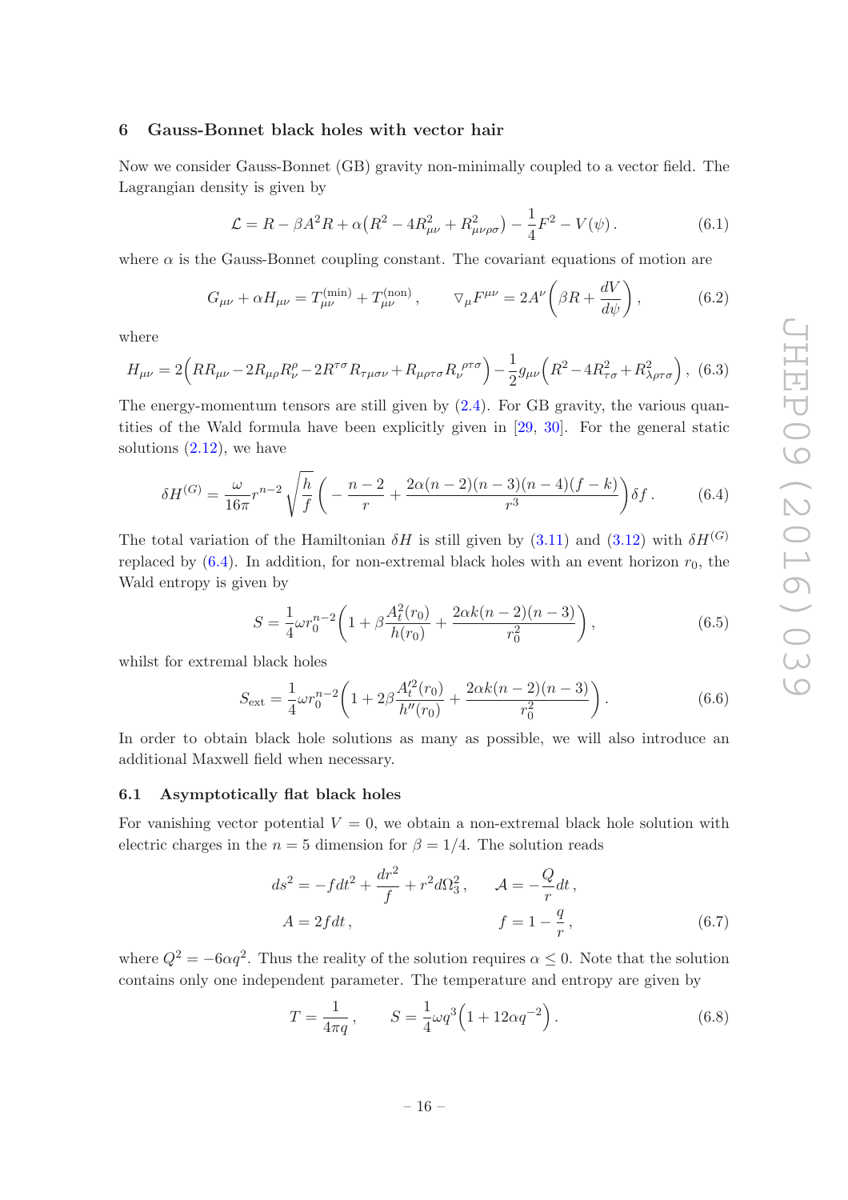## 6 Gauss-Bonnet black holes with vector hair

Now we consider Gauss-Bonnet (GB) gravity non-minimally coupled to a vector field. The Lagrangian density is given by

$$\mathcal{L} = R - \beta A^2 R + \alpha\big(R^2 - 4R_{\mu\nu}^2 + R_{\mu\nu\rho\sigma}^2\big) - \frac{1}{4}F^2 - V(\psi)\,. \tag{6.1}$$

where $\alpha$ is the Gauss-Bonnet coupling constant. The covariant equations of motion are

$$G_{\mu\nu} + \alpha H_{\mu\nu} = T_{\mu\nu}^{(\rm min)} + T_{\mu\nu}^{(\rm non)}\,, \qquad \nabla_\mu F^{\mu\nu} = 2A^\nu\left(\beta R + \frac{dV}{d\psi}\right), \tag{6.2}$$

where

$$H_{\mu\nu} = 2\Big(RR_{\mu\nu} - 2R_{\mu\rho}R^\rho_\nu - 2R^{\tau\sigma}R_{\tau\mu\sigma\nu} + R_{\mu\rho\tau\sigma}R_\nu{}^{\rho\tau\sigma}\Big) - \frac{1}{2}g_{\mu\nu}\Big(R^2 - 4R_{\tau\sigma}^2 + R_{\lambda\rho\tau\sigma}^2\Big)\,, \tag{6.3}$$

The energy-momentum tensors are still given by (2.4). For GB gravity, the various quantities of the Wald formula have been explicitly given in [29, 30]. For the general static solutions (2.12), we have

$$\delta H^{(G)} = \frac{\omega}{16\pi} r^{n-2}\sqrt{\frac{h}{f}}\left(-\frac{n-2}{r} + \frac{2\alpha(n-2)(n-3)(n-4)(f-k)}{r^3}\right)\delta f\,. \tag{6.4}$$

The total variation of the Hamiltonian $\delta H$ is still given by (3.11) and (3.12) with $\delta H^{(G)}$ replaced by (6.4). In addition, for non-extremal black holes with an event horizon $r_0$, the Wald entropy is given by

$$S = \frac{1}{4}\omega r_0^{n-2}\left(1 + \beta\frac{A_t^2(r_0)}{h(r_0)} + \frac{2\alpha k(n-2)(n-3)}{r_0^2}\right), \tag{6.5}$$

whilst for extremal black holes

$$S_{\rm ext} = \frac{1}{4}\omega r_0^{n-2}\left(1 + 2\beta\frac{A_t'^2(r_0)}{h''(r_0)} + \frac{2\alpha k(n-2)(n-3)}{r_0^2}\right). \tag{6.6}$$

In order to obtain black hole solutions as many as possible, we will also introduce an additional Maxwell field when necessary.

### 6.1 Asymptotically flat black holes

For vanishing vector potential $V = 0$, we obtain a non-extremal black hole solution with electric charges in the $n = 5$ dimension for $\beta = 1/4$. The solution reads

$$\begin{aligned} ds^2 &= -f dt^2 + \frac{dr^2}{f} + r^2 d\Omega_3^2\,, \qquad & \mathcal{A} &= -\frac{Q}{r}dt\,, \\ A &= 2f dt\,, & f &= 1 - \frac{q}{r}\,, \end{aligned} \tag{6.7}$$

where $Q^2 = -6\alpha q^2$. Thus the reality of the solution requires $\alpha \le 0$. Note that the solution contains only one independent parameter. The temperature and entropy are given by

$$T = \frac{1}{4\pi q}\,, \qquad S = \frac{1}{4}\omega q^3\Big(1 + 12\alpha q^{-2}\Big)\,. \tag{6.8}$$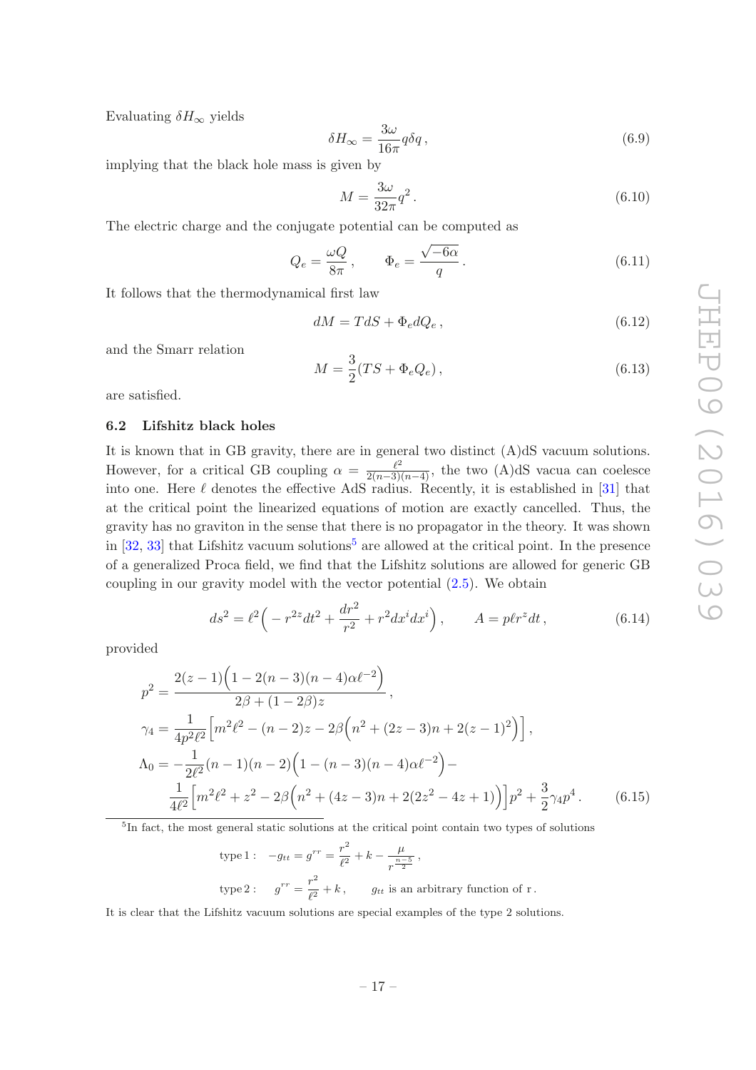Evaluating $\delta H_\infty$ yields

$$\delta H_\infty = \frac{3\omega}{16\pi} q\delta q\,, \tag{6.9}$$

implying that the black hole mass is given by

$$M = \frac{3\omega}{32\pi} q^2\,. \tag{6.10}$$

The electric charge and the conjugate potential can be computed as

$$Q_e = \frac{\omega Q}{8\pi}\,, \qquad \Phi_e = \frac{\sqrt{-6\alpha}}{q}\,. \tag{6.11}$$

It follows that the thermodynamical first law

$$dM = TdS + \Phi_e dQ_e\,, \tag{6.12}$$

and the Smarr relation

$$M = \frac{3}{2}(TS + \Phi_e Q_e)\,, \tag{6.13}$$

are satisfied.

### 6.2 Lifshitz black holes

It is known that in GB gravity, there are in general two distinct (A)dS vacuum solutions. However, for a critical GB coupling $\alpha = \frac{\ell^2}{2(n-3)(n-4)}$, the two (A)dS vacua can coelesce into one. Here $\ell$ denotes the effective AdS radius. Recently, it is established in [31] that at the critical point the linearized equations of motion are exactly cancelled. Thus, the gravity has no graviton in the sense that there is no propagator in the theory. It was shown in [32, 33] that Lifshitz vacuum solutions[5] are allowed at the critical point. In the presence of a generalized Proca field, we find that the Lifshitz solutions are allowed for generic GB coupling in our gravity model with the vector potential (2.5). We obtain

$$ds^2 = \ell^2\Big(-r^{2z}dt^2 + \frac{dr^2}{r^2} + r^2 dx^i dx^i\Big)\,, \qquad A = p\ell r^z dt\,, \tag{6.14}$$

provided

$$\begin{aligned}
p^2 &= \frac{2(z-1)\Big(1-2(n-3)(n-4)\alpha\ell^{-2}\Big)}{2\beta+(1-2\beta)z}\,,\\
\gamma_4 &= \frac{1}{4p^2\ell^2}\Big[m^2\ell^2-(n-2)z-2\beta\Big(n^2+(2z-3)n+2(z-1)^2\Big)\Big]\,,\\
\Lambda_0 &= -\frac{1}{2\ell^2}(n-1)(n-2)\Big(1-(n-3)(n-4)\alpha\ell^{-2}\Big)-\\
&\quad \frac{1}{4\ell^2}\Big[m^2\ell^2+z^2-2\beta\Big(n^2+(4z-3)n+2(2z^2-4z+1)\Big)\Big]p^2+\frac{3}{2}\gamma_4 p^4\,.
\end{aligned} \tag{6.15}$$

---

[5] In fact, the most general static solutions at the critical point contain two types of solutions

$$\text{type 1}: \quad -g_{tt} = g^{rr} = \frac{r^2}{\ell^2} + k - \frac{\mu}{r^{\frac{n-5}{2}}}\,,$$

$$\text{type 2}: \quad g^{rr} = \frac{r^2}{\ell^2} + k\,, \qquad g_{tt} \text{ is an arbitrary function of r}\,.$$

It is clear that the Lifshitz vacuum solutions are special examples of the type 2 solutions.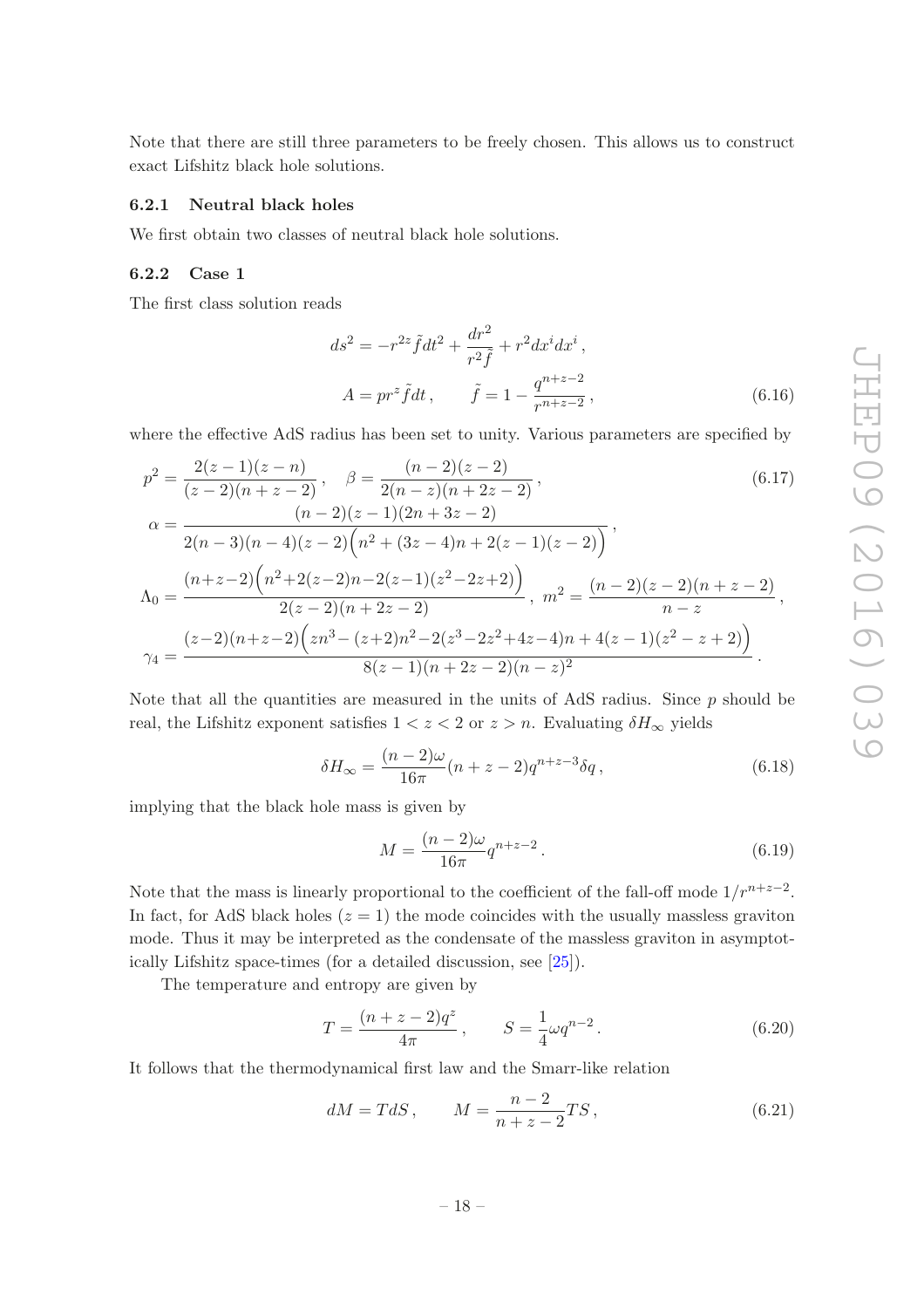Note that there are still three parameters to be freely chosen. This allows us to construct exact Lifshitz black hole solutions.

### 6.2.1 Neutral black holes

We first obtain two classes of neutral black hole solutions.

### 6.2.2 Case 1

The first class solution reads

$$
\begin{aligned}
ds^2 &= -r^{2z}\tilde{f}dt^2 + \frac{dr^2}{r^2\tilde{f}} + r^2 dx^i dx^i \,, \\
A &= pr^z\tilde{f}dt \,, \qquad \tilde{f} = 1 - \frac{q^{n+z-2}}{r^{n+z-2}} \,,
\end{aligned}
\tag{6.16}
$$

where the effective AdS radius has been set to unity. Various parameters are specified by

$$
\begin{aligned}
p^2 &= \frac{2(z-1)(z-n)}{(z-2)(n+z-2)} \,, \quad \beta = \frac{(n-2)(z-2)}{2(n-z)(n+2z-2)} \,, \\
\alpha &= \frac{(n-2)(z-1)(2n+3z-2)}{2(n-3)(n-4)(z-2)\Big(n^2+(3z-4)n+2(z-1)(z-2)\Big)} \,, \\
\Lambda_0 &= \frac{(n+z-2)\Big(n^2+2(z-2)n-2(z-1)(z^2-2z+2)\Big)}{2(z-2)(n+2z-2)} \,, \; m^2 = \frac{(n-2)(z-2)(n+z-2)}{n-z} \,, \\
\gamma_4 &= \frac{(z-2)(n+z-2)\Big(zn^3-(z+2)n^2-2(z^3-2z^2+4z-4)n+4(z-1)(z^2-z+2)\Big)}{8(z-1)(n+2z-2)(n-z)^2} \,.
\end{aligned}
\tag{6.17}
$$

Note that all the quantities are measured in the units of AdS radius. Since $p$ should be real, the Lifshitz exponent satisfies $1 < z < 2$ or $z > n$. Evaluating $\delta H_\infty$ yields

$$
\delta H_\infty = \frac{(n-2)\omega}{16\pi}(n+z-2)q^{n+z-3}\delta q \,,
\tag{6.18}
$$

implying that the black hole mass is given by

$$
M = \frac{(n-2)\omega}{16\pi}q^{n+z-2} \,.
\tag{6.19}
$$

Note that the mass is linearly proportional to the coefficient of the fall-off mode $1/r^{n+z-2}$. In fact, for AdS black holes ($z=1$) the mode coincides with the usually massless graviton mode. Thus it may be interpreted as the condensate of the massless graviton in asymptotically Lifshitz space-times (for a detailed discussion, see [25]).

The temperature and entropy are given by

$$
T = \frac{(n+z-2)q^z}{4\pi} \,, \qquad S = \frac{1}{4}\omega q^{n-2} \,.
\tag{6.20}
$$

It follows that the thermodynamical first law and the Smarr-like relation

$$
dM = TdS \,, \qquad M = \frac{n-2}{n+z-2}TS \,,
\tag{6.21}
$$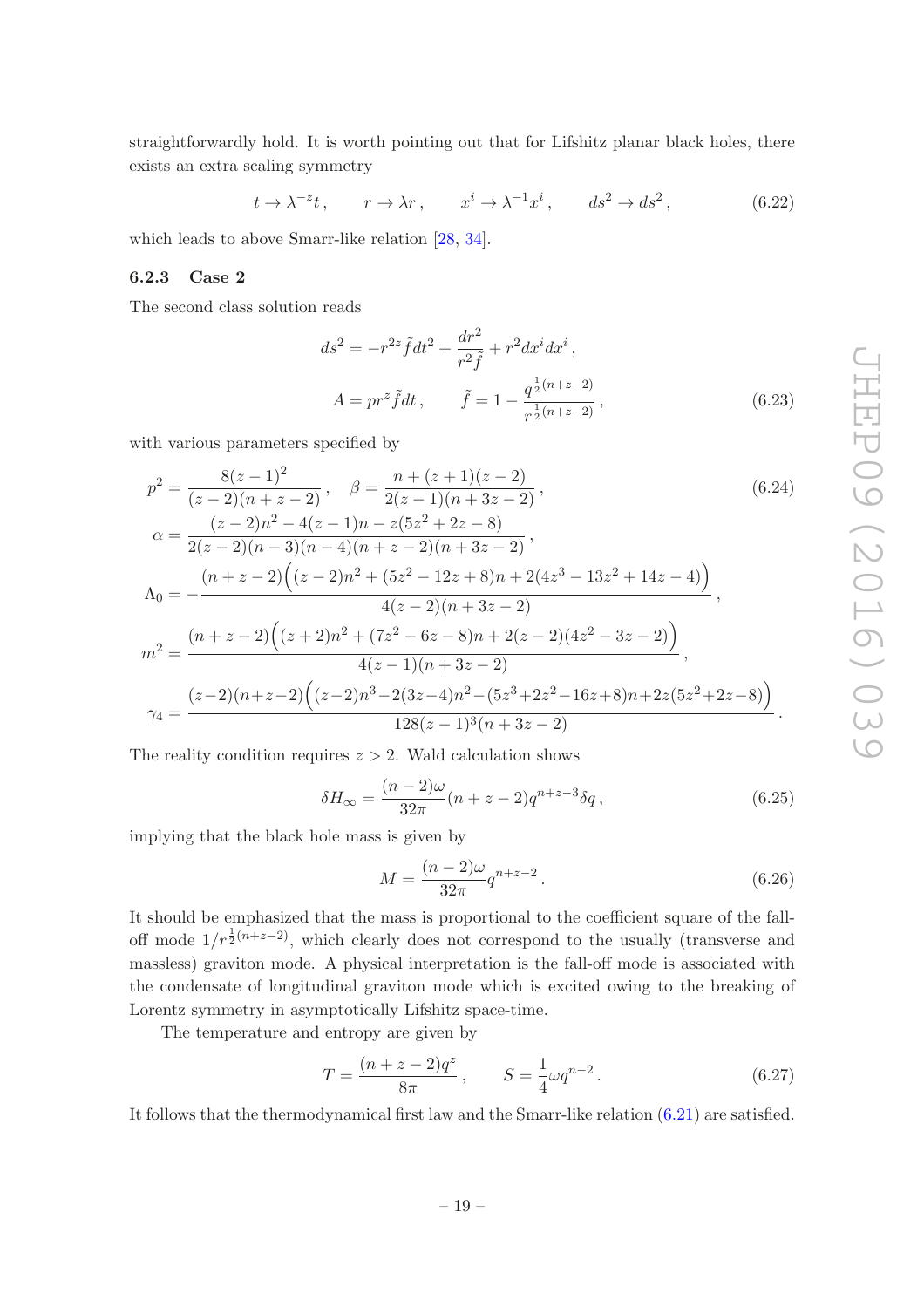straightforwardly hold. It is worth pointing out that for Lifshitz planar black holes, there exists an extra scaling symmetry

$$t \to \lambda^{-z} t\,, \qquad r \to \lambda r\,, \qquad x^i \to \lambda^{-1} x^i\,, \qquad ds^2 \to ds^2\,, \tag{6.22}$$

which leads to above Smarr-like relation [28, 34].

### 6.2.3 Case 2

The second class solution reads

$$\begin{aligned} ds^2 &= -r^{2z} \tilde{f} dt^2 + \frac{dr^2}{r^2 \tilde{f}} + r^2 dx^i dx^i\,, \\ A &= p r^z \tilde{f} dt\,, \qquad \tilde{f} = 1 - \frac{q^{\frac{1}{2}(n+z-2)}}{r^{\frac{1}{2}(n+z-2)}}\,, \end{aligned} \tag{6.23}$$

with various parameters specified by

$$\begin{aligned} p^2 &= \frac{8(z-1)^2}{(z-2)(n+z-2)}\,, \quad \beta = \frac{n+(z+1)(z-2)}{2(z-1)(n+3z-2)}\,, \\ \alpha &= \frac{(z-2)n^2 - 4(z-1)n - z(5z^2+2z-8)}{2(z-2)(n-3)(n-4)(n+z-2)(n+3z-2)}\,, \\ \Lambda_0 &= -\frac{(n+z-2)\Big((z-2)n^2 + (5z^2-12z+8)n + 2(4z^3-13z^2+14z-4)\Big)}{4(z-2)(n+3z-2)}\,, \\ m^2 &= \frac{(n+z-2)\Big((z+2)n^2 + (7z^2-6z-8)n + 2(z-2)(4z^2-3z-2)\Big)}{4(z-1)(n+3z-2)}\,, \\ \gamma_4 &= \frac{(z-2)(n+z-2)\Big((z-2)n^3 - 2(3z-4)n^2 - (5z^3+2z^2-16z+8)n + 2z(5z^2+2z-8)\Big)}{128(z-1)^3(n+3z-2)}\,. \end{aligned} \tag{6.24}$$

The reality condition requires $z > 2$. Wald calculation shows

$$\delta H_\infty = \frac{(n-2)\omega}{32\pi}(n+z-2) q^{n+z-3} \delta q\,, \tag{6.25}$$

implying that the black hole mass is given by

$$M = \frac{(n-2)\omega}{32\pi} q^{n+z-2}\,. \tag{6.26}$$

It should be emphasized that the mass is proportional to the coefficient square of the fall-off mode $1/r^{\frac{1}{2}(n+z-2)}$, which clearly does not correspond to the usually (transverse and massless) graviton mode. A physical interpretation is the fall-off mode is associated with the condensate of longitudinal graviton mode which is excited owing to the breaking of Lorentz symmetry in asymptotically Lifshitz space-time.

The temperature and entropy are given by

$$T = \frac{(n+z-2)q^z}{8\pi}\,, \qquad S = \frac{1}{4}\omega q^{n-2}\,. \tag{6.27}$$

It follows that the thermodynamical first law and the Smarr-like relation (6.21) are satisfied.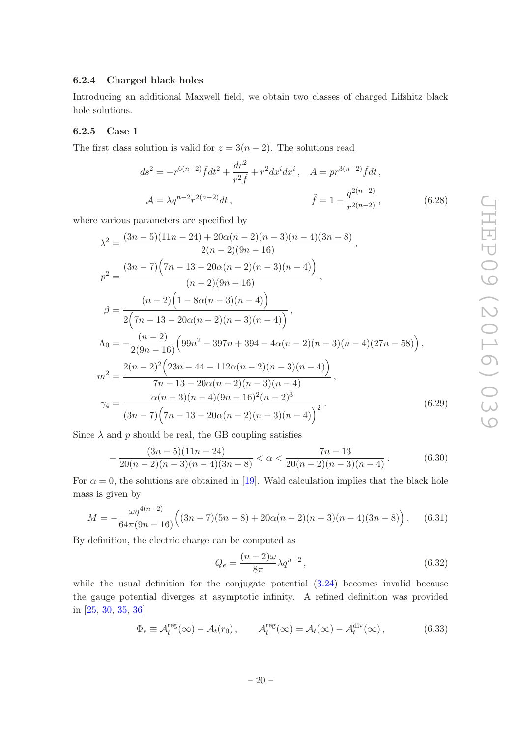#### 6.2.4 Charged black holes

Introducing an additional Maxwell field, we obtain two classes of charged Lifshitz black hole solutions.

#### 6.2.5 Case 1

The first class solution is valid for $z = 3(n-2)$. The solutions read

$$
ds^2 = -r^{6(n-2)}\tilde{f}dt^2 + \frac{dr^2}{r^2\tilde{f}} + r^2 dx^i dx^i\,, \quad A = pr^{3(n-2)}\tilde{f}dt\,,
$$

$$
\mathcal{A} = \lambda q^{n-2} r^{2(n-2)} dt\,, \qquad \tilde{f} = 1 - \frac{q^{2(n-2)}}{r^{2(n-2)}}\,, \tag{6.28}
$$

where various parameters are specified by

$$
\begin{aligned}
\lambda^2 &= \frac{(3n-5)(11n-24) + 20\alpha(n-2)(n-3)(n-4)(3n-8)}{2(n-2)(9n-16)}\,,\\
p^2 &= \frac{(3n-7)\Big(7n-13-20\alpha(n-2)(n-3)(n-4)\Big)}{(n-2)(9n-16)}\,,\\
\beta &= \frac{(n-2)\Big(1-8\alpha(n-3)(n-4)\Big)}{2\Big(7n-13-20\alpha(n-2)(n-3)(n-4)\Big)}\,,\\
\Lambda_0 &= -\frac{(n-2)}{2(9n-16)}\Big(99n^2 - 397n + 394 - 4\alpha(n-2)(n-3)(n-4)(27n-58)\Big)\,,\\
m^2 &= \frac{2(n-2)^2\Big(23n-44-112\alpha(n-2)(n-3)(n-4)\Big)}{7n-13-20\alpha(n-2)(n-3)(n-4)}\,,\\
\gamma_4 &= \frac{\alpha(n-3)(n-4)(9n-16)^2(n-2)^3}{(3n-7)\Big(7n-13-20\alpha(n-2)(n-3)(n-4)\Big)^2}\,.
\end{aligned} \tag{6.29}
$$

Since $\lambda$ and $p$ should be real, the GB coupling satisfies

$$
-\frac{(3n-5)(11n-24)}{20(n-2)(n-3)(n-4)(3n-8)} < \alpha < \frac{7n-13}{20(n-2)(n-3)(n-4)}\,. \tag{6.30}
$$

For $\alpha = 0$, the solutions are obtained in [19]. Wald calculation implies that the black hole mass is given by

$$
M = -\frac{\omega q^{4(n-2)}}{64\pi(9n-16)}\Big((3n-7)(5n-8) + 20\alpha(n-2)(n-3)(n-4)(3n-8)\Big)\,. \tag{6.31}
$$

By definition, the electric charge can be computed as

$$
Q_e = \frac{(n-2)\omega}{8\pi}\lambda q^{n-2}\,, \tag{6.32}
$$

while the usual definition for the conjugate potential (3.24) becomes invalid because the gauge potential diverges at asymptotic infinity. A refined definition was provided in [25, 30, 35, 36]

$$
\Phi_e \equiv \mathcal{A}_t^{\text{reg}}(\infty) - \mathcal{A}_t(r_0)\,, \qquad \mathcal{A}_t^{\text{reg}}(\infty) = \mathcal{A}_t(\infty) - \mathcal{A}_t^{\text{div}}(\infty)\,, \tag{6.33}
$$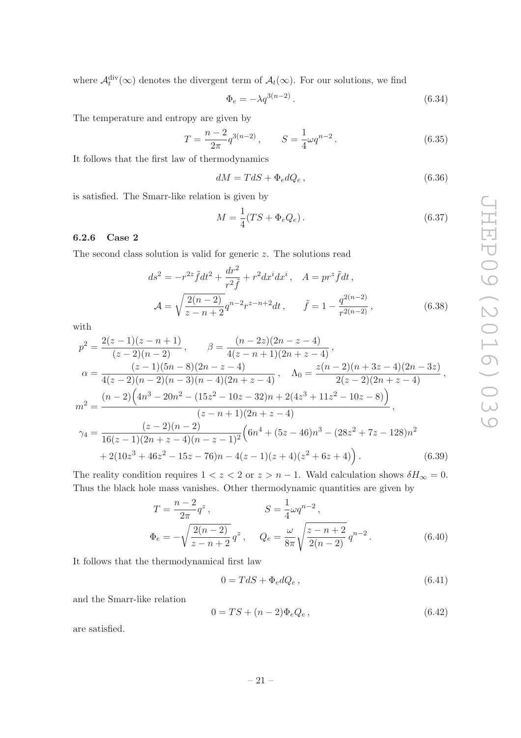where $\mathcal{A}_t^{\rm div}(\infty)$ denotes the divergent term of $\mathcal{A}_t(\infty)$. For our solutions, we find

$$\Phi_e = -\lambda q^{3(n-2)} . \tag{6.34}$$

The temperature and entropy are given by

$$T = \frac{n-2}{2\pi} q^{3(n-2)} , \qquad S = \frac{1}{4}\omega q^{n-2} . \tag{6.35}$$

It follows that the first law of thermodynamics

$$dM = TdS + \Phi_e dQ_e , \tag{6.36}$$

is satisfied. The Smarr-like relation is given by

$$M = \frac{1}{4}(TS + \Phi_e Q_e) . \tag{6.37}$$

#### 6.2.6 Case 2

The second class solution is valid for generic $z$. The solutions read

$$ds^2 = -r^{2z}\tilde{f}dt^2 + \frac{dr^2}{r^2\tilde{f}} + r^2 dx^i dx^i , \quad A = pr^z\tilde{f}dt ,$$
$$\mathcal{A} = \sqrt{\frac{2(n-2)}{z-n+2}} q^{n-2} r^{z-n+2} dt , \qquad \tilde{f} = 1 - \frac{q^{2(n-2)}}{r^{2(n-2)}} , \tag{6.38}$$

with

$$p^2 = \frac{2(z-1)(z-n+1)}{(z-2)(n-2)} , \qquad \beta = \frac{(n-2z)(2n-z-4)}{4(z-n+1)(2n+z-4)} ,$$
$$\alpha = \frac{(z-1)(5n-8)(2n-z-4)}{4(z-2)(n-2)(n-3)(n-4)(2n+z-4)} , \quad \Lambda_0 = \frac{z(n-2)(n+3z-4)(2n-3z)}{2(z-2)(2n+z-4)} ,$$
$$m^2 = \frac{(n-2)\Big(4n^3 - 20n^2 - (15z^2 - 10z - 32)n + 2(4z^3 + 11z^2 - 10z - 8)\Big)}{(z-n+1)(2n+z-4)} ,$$
$$\gamma_4 = \frac{(z-2)(n-2)}{16(z-1)(2n+z-4)(n-z-1)^2}\Big(6n^4 + (5z-46)n^3 - (28z^2 + 7z - 128)n^2$$
$$+ 2(10z^3 + 46z^2 - 15z - 76)n - 4(z-1)(z+4)(z^2 + 6z + 4)\Big) . \tag{6.39}$$

The reality condition requires $1 < z < 2$ or $z > n-1$. Wald calculation shows $\delta H_\infty = 0$. Thus the black hole mass vanishes. Other thermodynamic quantities are given by

$$T = \frac{n-2}{2\pi} q^z , \qquad S = \frac{1}{4}\omega q^{n-2} ,$$
$$\Phi_e = -\sqrt{\frac{2(n-2)}{z-n+2}}\, q^z , \quad Q_e = \frac{\omega}{8\pi}\sqrt{\frac{z-n+2}{2(n-2)}}\, q^{n-2} . \tag{6.40}$$

It follows that the thermodynamical first law

$$0 = TdS + \Phi_e dQ_e , \tag{6.41}$$

and the Smarr-like relation

$$0 = TS + (n-2)\Phi_e Q_e , \tag{6.42}$$

are satisfied.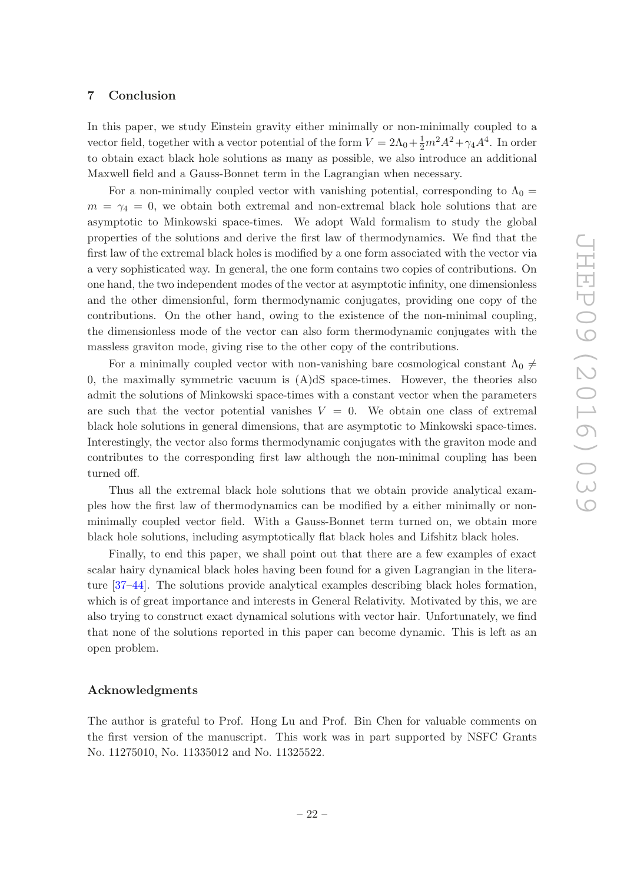## 7 Conclusion

In this paper, we study Einstein gravity either minimally or non-minimally coupled to a vector field, together with a vector potential of the form $V = 2\Lambda_0 + \frac{1}{2}m^2 A^2 + \gamma_4 A^4$. In order to obtain exact black hole solutions as many as possible, we also introduce an additional Maxwell field and a Gauss-Bonnet term in the Lagrangian when necessary.

For a non-minimally coupled vector with vanishing potential, corresponding to $\Lambda_0 = m = \gamma_4 = 0$, we obtain both extremal and non-extremal black hole solutions that are asymptotic to Minkowski space-times. We adopt Wald formalism to study the global properties of the solutions and derive the first law of thermodynamics. We find that the first law of the extremal black holes is modified by a one form associated with the vector via a very sophisticated way. In general, the one form contains two copies of contributions. On one hand, the two independent modes of the vector at asymptotic infinity, one dimensionless and the other dimensionful, form thermodynamic conjugates, providing one copy of the contributions. On the other hand, owing to the existence of the non-minimal coupling, the dimensionless mode of the vector can also form thermodynamic conjugates with the massless graviton mode, giving rise to the other copy of the contributions.

For a minimally coupled vector with non-vanishing bare cosmological constant $\Lambda_0 \neq 0$, the maximally symmetric vacuum is (A)dS space-times. However, the theories also admit the solutions of Minkowski space-times with a constant vector when the parameters are such that the vector potential vanishes $V = 0$. We obtain one class of extremal black hole solutions in general dimensions, that are asymptotic to Minkowski space-times. Interestingly, the vector also forms thermodynamic conjugates with the graviton mode and contributes to the corresponding first law although the non-minimal coupling has been turned off.

Thus all the extremal black hole solutions that we obtain provide analytical examples how the first law of thermodynamics can be modified by a either minimally or non-minimally coupled vector field. With a Gauss-Bonnet term turned on, we obtain more black hole solutions, including asymptotically flat black holes and Lifshitz black holes.

Finally, to end this paper, we shall point out that there are a few examples of exact scalar hairy dynamical black holes having been found for a given Lagrangian in the literature [37–44]. The solutions provide analytical examples describing black holes formation, which is of great importance and interests in General Relativity. Motivated by this, we are also trying to construct exact dynamical solutions with vector hair. Unfortunately, we find that none of the solutions reported in this paper can become dynamic. This is left as an open problem.

### Acknowledgments

The author is grateful to Prof. Hong Lu and Prof. Bin Chen for valuable comments on the first version of the manuscript. This work was in part supported by NSFC Grants No. 11275010, No. 11335012 and No. 11325522.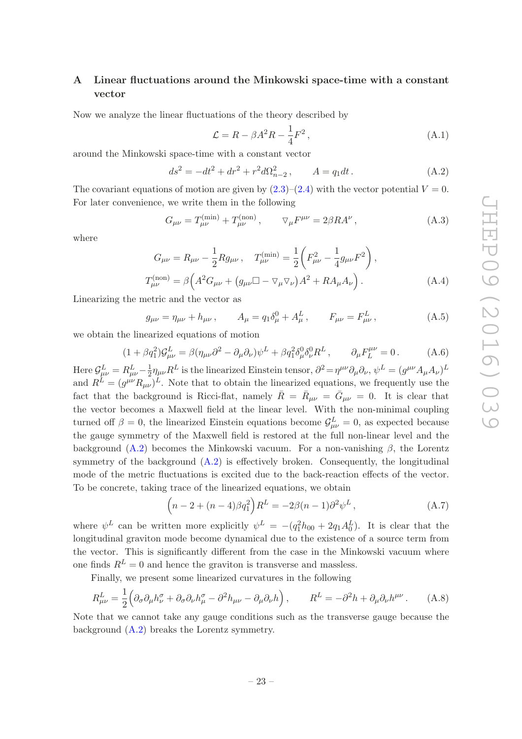# A Linear fluctuations around the Minkowski space-time with a constant vector

Now we analyze the linear fluctuations of the theory described by

$$\mathcal{L} = R - \beta A^2 R - \frac{1}{4}F^2 \,, \tag{A.1}$$

around the Minkowski space-time with a constant vector

$$ds^2 = -dt^2 + dr^2 + r^2 d\Omega_{n-2}^2 \,, \qquad A = q_1 dt \,. \tag{A.2}$$

The covariant equations of motion are given by (2.3)–(2.4) with the vector potential $V = 0$. For later convenience, we write them in the following

$$G_{\mu\nu} = T_{\mu\nu}^{(\min)} + T_{\mu\nu}^{(\mathrm{non})} \,, \qquad \nabla_\mu F^{\mu\nu} = 2\beta R A^\nu \,, \tag{A.3}$$

where

$$G_{\mu\nu} = R_{\mu\nu} - \frac{1}{2} R g_{\mu\nu} \,, \quad T_{\mu\nu}^{(\min)} = \frac{1}{2}\Big( F_{\mu\nu}^2 - \frac{1}{4} g_{\mu\nu} F^2 \Big) \,,$$
$$T_{\mu\nu}^{(\mathrm{non})} = \beta \Big( A^2 G_{\mu\nu} + \big( g_{\mu\nu} \Box - \nabla_\mu \nabla_\nu \big) A^2 + R A_\mu A_\nu \Big) \,. \tag{A.4}$$

Linearizing the metric and the vector as

$$g_{\mu\nu} = \eta_{\mu\nu} + h_{\mu\nu} \,, \qquad A_\mu = q_1 \delta_\mu^0 + A_\mu^L \,, \qquad F_{\mu\nu} = F_{\mu\nu}^L \,, \tag{A.5}$$

we obtain the linearized equations of motion

$$(1 + \beta q_1^2) \mathcal{G}_{\mu\nu}^L = \beta (\eta_{\mu\nu} \partial^2 - \partial_\mu \partial_\nu) \psi^L + \beta q_1^2 \delta_\mu^0 \delta_\nu^0 R^L \,, \qquad \partial_\mu F_L^{\mu\nu} = 0 \,. \tag{A.6}$$

Here $\mathcal{G}_{\mu\nu}^L = R_{\mu\nu}^L - \frac{1}{2}\eta_{\mu\nu} R^L$ is the linearized Einstein tensor, $\partial^2 = \eta^{\mu\nu}\partial_\mu\partial_\nu$, $\psi^L = (g^{\mu\nu} A_\mu A_\nu)^L$ and $R^L = (g^{\mu\nu} R_{\mu\nu})^L$. Note that to obtain the linearized equations, we frequently use the fact that the background is Ricci-flat, namely $\bar{R} = \bar{R}_{\mu\nu} = \bar{G}_{\mu\nu} = 0$. It is clear that the vector becomes a Maxwell field at the linear level. With the non-minimal coupling turned off $\beta = 0$, the linearized Einstein equations become $\mathcal{G}_{\mu\nu}^L = 0$, as expected because the gauge symmetry of the Maxwell field is restored at the full non-linear level and the background (A.2) becomes the Minkowski vacuum. For a non-vanishing $\beta$, the Lorentz symmetry of the background (A.2) is effectively broken. Consequently, the longitudinal mode of the metric fluctuations is excited due to the back-reaction effects of the vector. To be concrete, taking trace of the linearized equations, we obtain

$$\Big( n - 2 + (n-4)\beta q_1^2 \Big) R^L = -2\beta(n-1) \partial^2 \psi^L \,, \tag{A.7}$$

where $\psi^L$ can be written more explicitly $\psi^L = -(q_1^2 h_{00} + 2 q_1 A_0^L)$. It is clear that the longitudinal graviton mode become dynamical due to the existence of a source term from the vector. This is significantly different from the case in the Minkowski vacuum where one finds $R^L = 0$ and hence the graviton is transverse and massless.

Finally, we present some linearized curvatures in the following

$$R_{\mu\nu}^L = \frac{1}{2}\Big( \partial_\sigma \partial_\mu h_\nu^\sigma + \partial_\sigma \partial_\nu h_\mu^\sigma - \partial^2 h_{\mu\nu} - \partial_\mu \partial_\nu h \Big) \,, \qquad R^L = -\partial^2 h + \partial_\mu \partial_\nu h^{\mu\nu} \,. \tag{A.8}$$

Note that we cannot take any gauge conditions such as the transverse gauge because the background (A.2) breaks the Lorentz symmetry.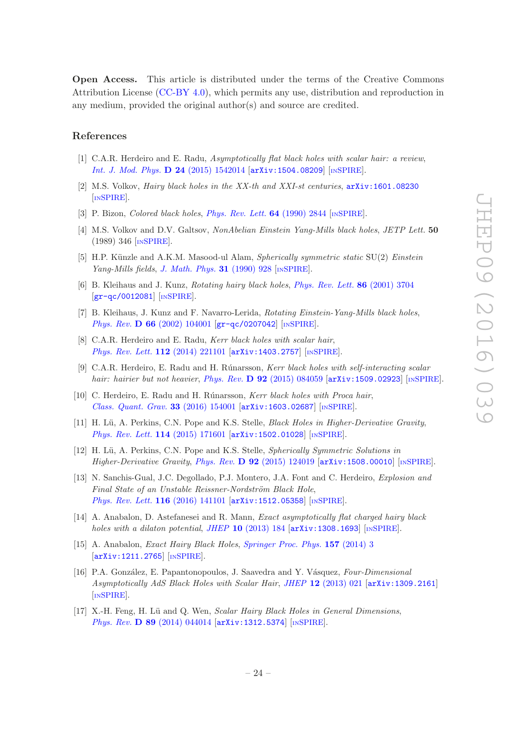**Open Access.** This article is distributed under the terms of the Creative Commons Attribution License (CC-BY 4.0), which permits any use, distribution and reproduction in any medium, provided the original author(s) and source are credited.

## References

[1] C.A.R. Herdeiro and E. Radu, *Asymptotically flat black holes with scalar hair: a review*, *Int. J. Mod. Phys.* **D 24** (2015) 1542014 [arXiv:1504.08209] [INSPIRE].

[2] M.S. Volkov, *Hairy black holes in the XX-th and XXI-st centuries*, arXiv:1601.08230 [INSPIRE].

[3] P. Bizon, *Colored black holes*, *Phys. Rev. Lett.* **64** (1990) 2844 [INSPIRE].

[4] M.S. Volkov and D.V. Galtsov, *NonAbelian Einstein Yang-Mills black holes*, *JETP Lett.* **50** (1989) 346 [INSPIRE].

[5] H.P. Künzle and A.K.M. Masood-ul Alam, *Spherically symmetric static* SU(2) *Einstein Yang-Mills fields*, *J. Math. Phys.* **31** (1990) 928 [INSPIRE].

[6] B. Kleihaus and J. Kunz, *Rotating hairy black holes*, *Phys. Rev. Lett.* **86** (2001) 3704 [gr-qc/0012081] [INSPIRE].

[7] B. Kleihaus, J. Kunz and F. Navarro-Lerida, *Rotating Einstein-Yang-Mills black holes*, *Phys. Rev.* **D 66** (2002) 104001 [gr-qc/0207042] [INSPIRE].

[8] C.A.R. Herdeiro and E. Radu, *Kerr black holes with scalar hair*, *Phys. Rev. Lett.* **112** (2014) 221101 [arXiv:1403.2757] [INSPIRE].

[9] C.A.R. Herdeiro, E. Radu and H. Rúnarsson, *Kerr black holes with self-interacting scalar hair: hairier but not heavier*, *Phys. Rev.* **D 92** (2015) 084059 [arXiv:1509.02923] [INSPIRE].

[10] C. Herdeiro, E. Radu and H. Rúnarsson, *Kerr black holes with Proca hair*, *Class. Quant. Grav.* **33** (2016) 154001 [arXiv:1603.02687] [INSPIRE].

[11] H. Lü, A. Perkins, C.N. Pope and K.S. Stelle, *Black Holes in Higher-Derivative Gravity*, *Phys. Rev. Lett.* **114** (2015) 171601 [arXiv:1502.01028] [INSPIRE].

[12] H. Lü, A. Perkins, C.N. Pope and K.S. Stelle, *Spherically Symmetric Solutions in Higher-Derivative Gravity*, *Phys. Rev.* **D 92** (2015) 124019 [arXiv:1508.00010] [INSPIRE].

[13] N. Sanchis-Gual, J.C. Degollado, P.J. Montero, J.A. Font and C. Herdeiro, *Explosion and Final State of an Unstable Reissner-Nordström Black Hole*, *Phys. Rev. Lett.* **116** (2016) 141101 [arXiv:1512.05358] [INSPIRE].

[14] A. Anabalon, D. Astefanesei and R. Mann, *Exact asymptotically flat charged hairy black holes with a dilaton potential*, *JHEP* **10** (2013) 184 [arXiv:1308.1693] [INSPIRE].

[15] A. Anabalon, *Exact Hairy Black Holes*, *Springer Proc. Phys.* **157** (2014) 3 [arXiv:1211.2765] [INSPIRE].

[16] P.A. González, E. Papantonopoulos, J. Saavedra and Y. Vásquez, *Four-Dimensional Asymptotically AdS Black Holes with Scalar Hair*, *JHEP* **12** (2013) 021 [arXiv:1309.2161] [INSPIRE].

[17] X.-H. Feng, H. Lü and Q. Wen, *Scalar Hairy Black Holes in General Dimensions*, *Phys. Rev.* **D 89** (2014) 044014 [arXiv:1312.5374] [INSPIRE].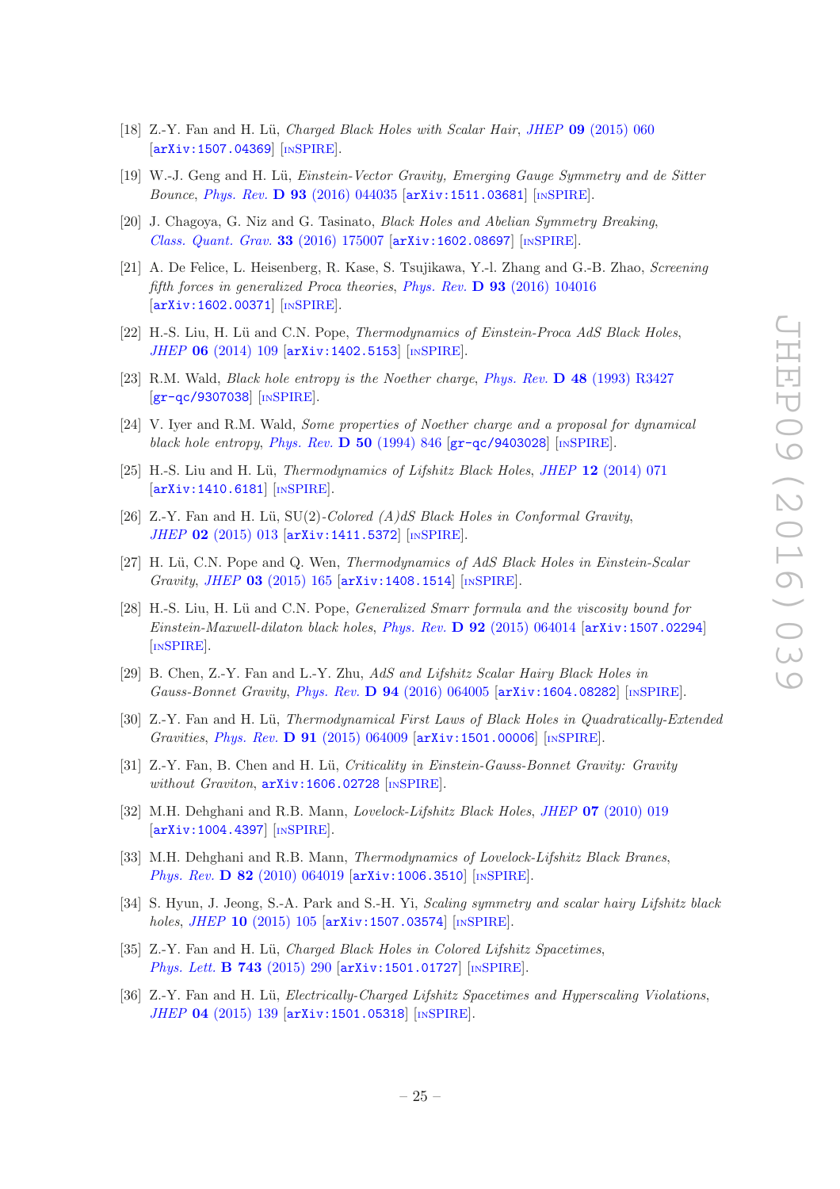[18] Z.-Y. Fan and H. Lü, *Charged Black Holes with Scalar Hair*, JHEP **09** (2015) 060 [arXiv:1507.04369] [INSPIRE].

[19] W.-J. Geng and H. Lü, *Einstein-Vector Gravity, Emerging Gauge Symmetry and de Sitter Bounce*, Phys. Rev. **D 93** (2016) 044035 [arXiv:1511.03681] [INSPIRE].

[20] J. Chagoya, G. Niz and G. Tasinato, *Black Holes and Abelian Symmetry Breaking*, Class. Quant. Grav. **33** (2016) 175007 [arXiv:1602.08697] [INSPIRE].

[21] A. De Felice, L. Heisenberg, R. Kase, S. Tsujikawa, Y.-l. Zhang and G.-B. Zhao, *Screening fifth forces in generalized Proca theories*, Phys. Rev. **D 93** (2016) 104016 [arXiv:1602.00371] [INSPIRE].

[22] H.-S. Liu, H. Lü and C.N. Pope, *Thermodynamics of Einstein-Proca AdS Black Holes*, JHEP **06** (2014) 109 [arXiv:1402.5153] [INSPIRE].

[23] R.M. Wald, *Black hole entropy is the Noether charge*, Phys. Rev. **D 48** (1993) R3427 [gr-qc/9307038] [INSPIRE].

[24] V. Iyer and R.M. Wald, *Some properties of Noether charge and a proposal for dynamical black hole entropy*, Phys. Rev. **D 50** (1994) 846 [gr-qc/9403028] [INSPIRE].

[25] H.-S. Liu and H. Lü, *Thermodynamics of Lifshitz Black Holes*, JHEP **12** (2014) 071 [arXiv:1410.6181] [INSPIRE].

[26] Z.-Y. Fan and H. Lü, SU(2)*-Colored (A)dS Black Holes in Conformal Gravity*, JHEP **02** (2015) 013 [arXiv:1411.5372] [INSPIRE].

[27] H. Lü, C.N. Pope and Q. Wen, *Thermodynamics of AdS Black Holes in Einstein-Scalar Gravity*, JHEP **03** (2015) 165 [arXiv:1408.1514] [INSPIRE].

[28] H.-S. Liu, H. Lü and C.N. Pope, *Generalized Smarr formula and the viscosity bound for Einstein-Maxwell-dilaton black holes*, Phys. Rev. **D 92** (2015) 064014 [arXiv:1507.02294] [INSPIRE].

[29] B. Chen, Z.-Y. Fan and L.-Y. Zhu, *AdS and Lifshitz Scalar Hairy Black Holes in Gauss-Bonnet Gravity*, Phys. Rev. **D 94** (2016) 064005 [arXiv:1604.08282] [INSPIRE].

[30] Z.-Y. Fan and H. Lü, *Thermodynamical First Laws of Black Holes in Quadratically-Extended Gravities*, Phys. Rev. **D 91** (2015) 064009 [arXiv:1501.00006] [INSPIRE].

[31] Z.-Y. Fan, B. Chen and H. Lü, *Criticality in Einstein-Gauss-Bonnet Gravity: Gravity without Graviton*, arXiv:1606.02728 [INSPIRE].

[32] M.H. Dehghani and R.B. Mann, *Lovelock-Lifshitz Black Holes*, JHEP **07** (2010) 019 [arXiv:1004.4397] [INSPIRE].

[33] M.H. Dehghani and R.B. Mann, *Thermodynamics of Lovelock-Lifshitz Black Branes*, Phys. Rev. **D 82** (2010) 064019 [arXiv:1006.3510] [INSPIRE].

[34] S. Hyun, J. Jeong, S.-A. Park and S.-H. Yi, *Scaling symmetry and scalar hairy Lifshitz black holes*, JHEP **10** (2015) 105 [arXiv:1507.03574] [INSPIRE].

[35] Z.-Y. Fan and H. Lü, *Charged Black Holes in Colored Lifshitz Spacetimes*, Phys. Lett. **B 743** (2015) 290 [arXiv:1501.01727] [INSPIRE].

[36] Z.-Y. Fan and H. Lü, *Electrically-Charged Lifshitz Spacetimes and Hyperscaling Violations*, JHEP **04** (2015) 139 [arXiv:1501.05318] [INSPIRE].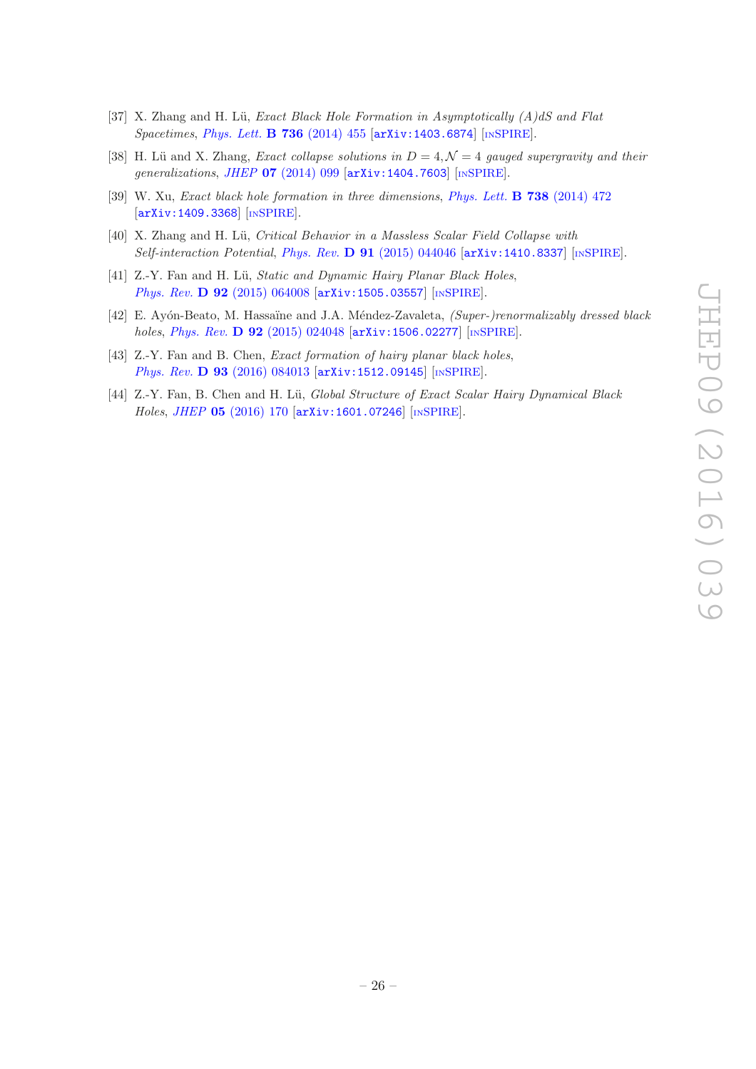[37] X. Zhang and H. Lü, *Exact Black Hole Formation in Asymptotically (A)dS and Flat Spacetimes*, *Phys. Lett.* **B 736** (2014) 455 [arXiv:1403.6874] [INSPIRE].

[38] H. Lü and X. Zhang, *Exact collapse solutions in $D = 4, \mathcal{N} = 4$ gauged supergravity and their generalizations*, *JHEP* **07** (2014) 099 [arXiv:1404.7603] [INSPIRE].

[39] W. Xu, *Exact black hole formation in three dimensions*, *Phys. Lett.* **B 738** (2014) 472 [arXiv:1409.3368] [INSPIRE].

[40] X. Zhang and H. Lü, *Critical Behavior in a Massless Scalar Field Collapse with Self-interaction Potential*, *Phys. Rev.* **D 91** (2015) 044046 [arXiv:1410.8337] [INSPIRE].

[41] Z.-Y. Fan and H. Lü, *Static and Dynamic Hairy Planar Black Holes*, *Phys. Rev.* **D 92** (2015) 064008 [arXiv:1505.03557] [INSPIRE].

[42] E. Ayón-Beato, M. Hassaïne and J.A. Méndez-Zavaleta, *(Super-)renormalizably dressed black holes*, *Phys. Rev.* **D 92** (2015) 024048 [arXiv:1506.02277] [INSPIRE].

[43] Z.-Y. Fan and B. Chen, *Exact formation of hairy planar black holes*, *Phys. Rev.* **D 93** (2016) 084013 [arXiv:1512.09145] [INSPIRE].

[44] Z.-Y. Fan, B. Chen and H. Lü, *Global Structure of Exact Scalar Hairy Dynamical Black Holes*, *JHEP* **05** (2016) 170 [arXiv:1601.07246] [INSPIRE].